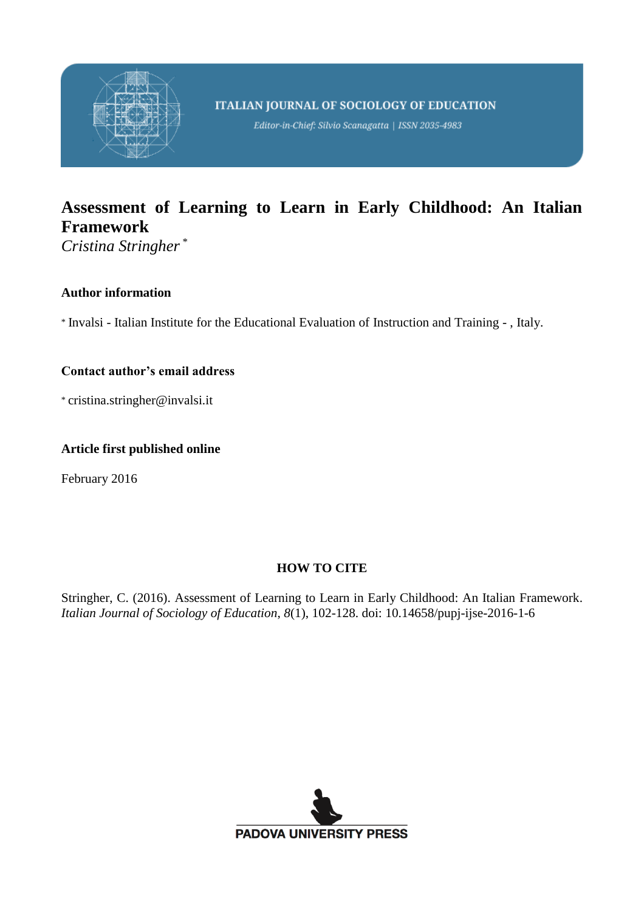ITALIAN JOURNAL OF SOCIOLOGY OF EDUCATION

*Editor-in-Chief: Silvio Scanagatta | ISSN 2035-4983*

# Assessment of Learning to Learn in Early Childhood: An Italian Framework

*Cristina Stringher* [*]

**Author information**

[*] Invalsi - Italian Institute for the Educational Evaluation of Instruction and Training - , Italy.

**Contact author's email address**

[*] cristina.stringher@invalsi.it

**Article first published online**

February 2016

**HOW TO CITE**

Stringher, C. (2016). Assessment of Learning to Learn in Early Childhood: An Italian Framework. *Italian Journal of Sociology of Education*, *8*(1), 102-128. doi: 10.14658/pupj-ijse-2016-1-6

PADOVA UNIVERSITY PRESS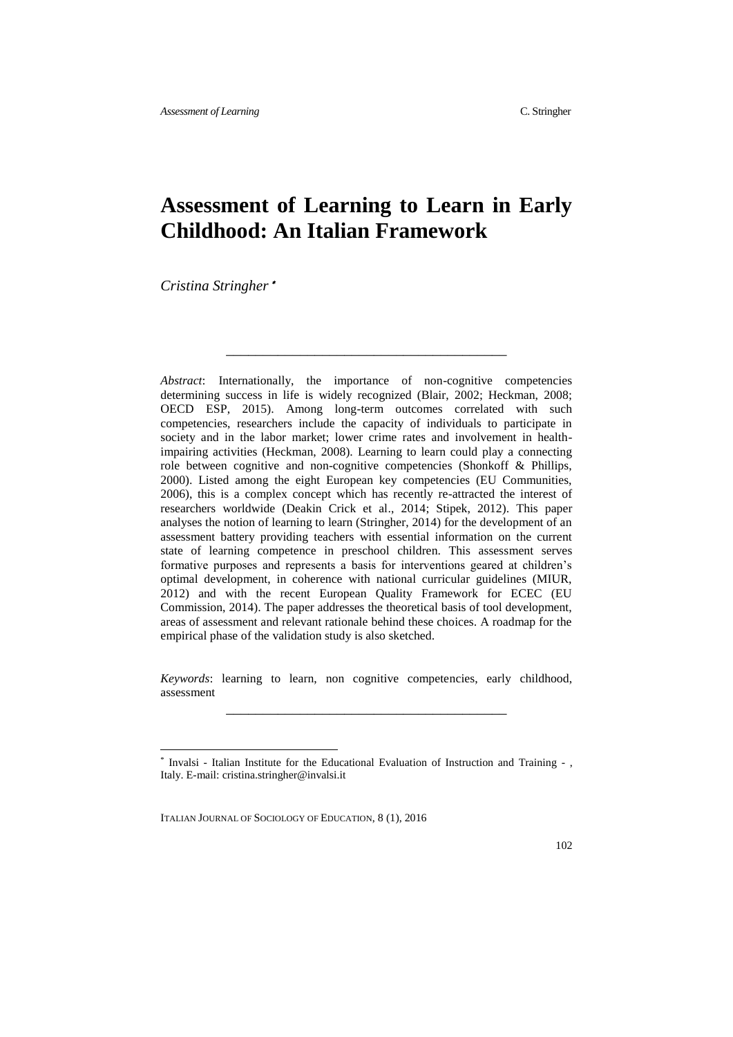# Assessment of Learning to Learn in Early Childhood: An Italian Framework

*Cristina Stringher*[*]

---

*Abstract*: Internationally, the importance of non-cognitive competencies determining success in life is widely recognized (Blair, 2002; Heckman, 2008; OECD ESP, 2015). Among long-term outcomes correlated with such competencies, researchers include the capacity of individuals to participate in society and in the labor market; lower crime rates and involvement in health-impairing activities (Heckman, 2008). Learning to learn could play a connecting role between cognitive and non-cognitive competencies (Shonkoff & Phillips, 2000). Listed among the eight European key competencies (EU Communities, 2006), this is a complex concept which has recently re-attracted the interest of researchers worldwide (Deakin Crick et al., 2014; Stipek, 2012). This paper analyses the notion of learning to learn (Stringher, 2014) for the development of an assessment battery providing teachers with essential information on the current state of learning competence in preschool children. This assessment serves formative purposes and represents a basis for interventions geared at children's optimal development, in coherence with national curricular guidelines (MIUR, 2012) and with the recent European Quality Framework for ECEC (EU Commission, 2014). The paper addresses the theoretical basis of tool development, areas of assessment and relevant rationale behind these choices. A roadmap for the empirical phase of the validation study is also sketched.

*Keywords*: learning to learn, non cognitive competencies, early childhood, assessment

---

[*] Invalsi - Italian Institute for the Educational Evaluation of Instruction and Training - , Italy. E-mail: cristina.stringher@invalsi.it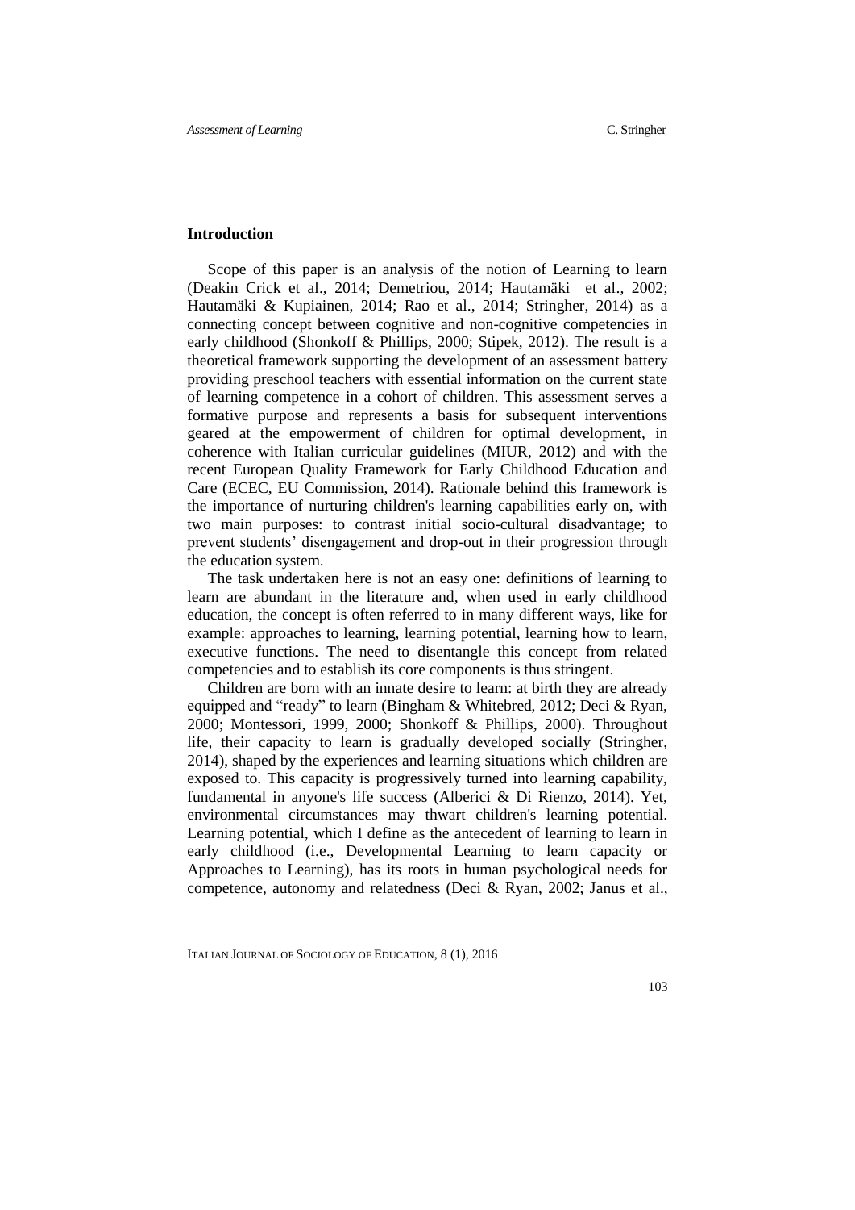## Introduction

Scope of this paper is an analysis of the notion of Learning to learn (Deakin Crick et al., 2014; Demetriou, 2014; Hautamäki et al., 2002; Hautamäki & Kupiainen, 2014; Rao et al., 2014; Stringher, 2014) as a connecting concept between cognitive and non-cognitive competencies in early childhood (Shonkoff & Phillips, 2000; Stipek, 2012). The result is a theoretical framework supporting the development of an assessment battery providing preschool teachers with essential information on the current state of learning competence in a cohort of children. This assessment serves a formative purpose and represents a basis for subsequent interventions geared at the empowerment of children for optimal development, in coherence with Italian curricular guidelines (MIUR, 2012) and with the recent European Quality Framework for Early Childhood Education and Care (ECEC, EU Commission, 2014). Rationale behind this framework is the importance of nurturing children's learning capabilities early on, with two main purposes: to contrast initial socio-cultural disadvantage; to prevent students' disengagement and drop-out in their progression through the education system.

The task undertaken here is not an easy one: definitions of learning to learn are abundant in the literature and, when used in early childhood education, the concept is often referred to in many different ways, like for example: approaches to learning, learning potential, learning how to learn, executive functions. The need to disentangle this concept from related competencies and to establish its core components is thus stringent.

Children are born with an innate desire to learn: at birth they are already equipped and "ready" to learn (Bingham & Whitebred, 2012; Deci & Ryan, 2000; Montessori, 1999, 2000; Shonkoff & Phillips, 2000). Throughout life, their capacity to learn is gradually developed socially (Stringher, 2014), shaped by the experiences and learning situations which children are exposed to. This capacity is progressively turned into learning capability, fundamental in anyone's life success (Alberici & Di Rienzo, 2014). Yet, environmental circumstances may thwart children's learning potential. Learning potential, which I define as the antecedent of learning to learn in early childhood (i.e., Developmental Learning to learn capacity or Approaches to Learning), has its roots in human psychological needs for competence, autonomy and relatedness (Deci & Ryan, 2002; Janus et al.,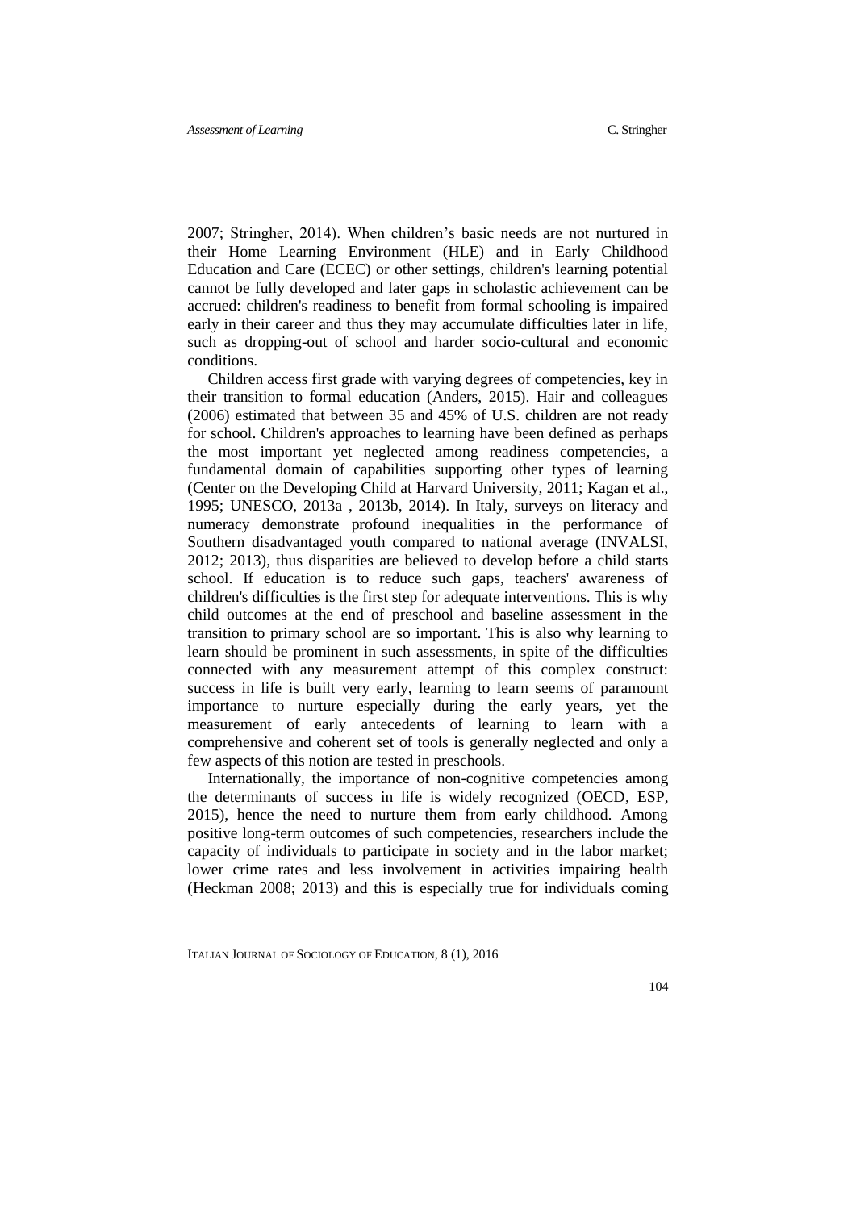2007; Stringher, 2014). When children's basic needs are not nurtured in their Home Learning Environment (HLE) and in Early Childhood Education and Care (ECEC) or other settings, children's learning potential cannot be fully developed and later gaps in scholastic achievement can be accrued: children's readiness to benefit from formal schooling is impaired early in their career and thus they may accumulate difficulties later in life, such as dropping-out of school and harder socio-cultural and economic conditions.

Children access first grade with varying degrees of competencies, key in their transition to formal education (Anders, 2015). Hair and colleagues (2006) estimated that between 35 and 45% of U.S. children are not ready for school. Children's approaches to learning have been defined as perhaps the most important yet neglected among readiness competencies, a fundamental domain of capabilities supporting other types of learning (Center on the Developing Child at Harvard University, 2011; Kagan et al., 1995; UNESCO, 2013a , 2013b, 2014). In Italy, surveys on literacy and numeracy demonstrate profound inequalities in the performance of Southern disadvantaged youth compared to national average (INVALSI, 2012; 2013), thus disparities are believed to develop before a child starts school. If education is to reduce such gaps, teachers' awareness of children's difficulties is the first step for adequate interventions. This is why child outcomes at the end of preschool and baseline assessment in the transition to primary school are so important. This is also why learning to learn should be prominent in such assessments, in spite of the difficulties connected with any measurement attempt of this complex construct: success in life is built very early, learning to learn seems of paramount importance to nurture especially during the early years, yet the measurement of early antecedents of learning to learn with a comprehensive and coherent set of tools is generally neglected and only a few aspects of this notion are tested in preschools.

Internationally, the importance of non-cognitive competencies among the determinants of success in life is widely recognized (OECD, ESP, 2015), hence the need to nurture them from early childhood. Among positive long-term outcomes of such competencies, researchers include the capacity of individuals to participate in society and in the labor market; lower crime rates and less involvement in activities impairing health (Heckman 2008; 2013) and this is especially true for individuals coming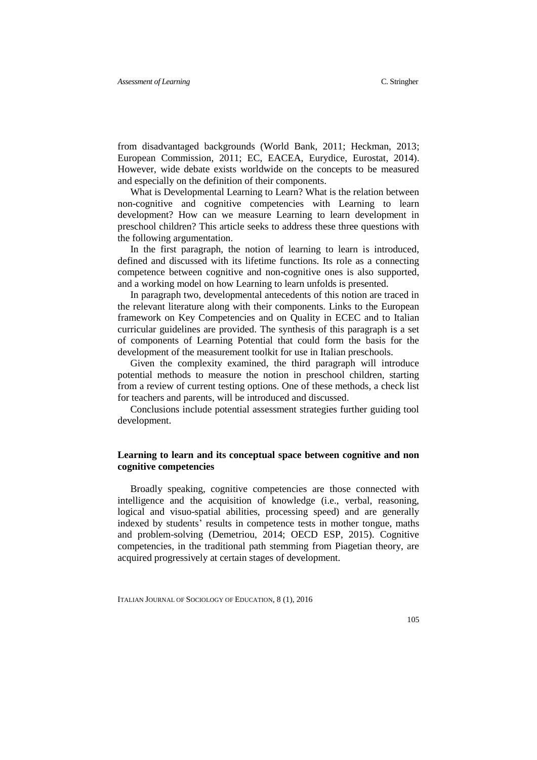from disadvantaged backgrounds (World Bank, 2011; Heckman, 2013; European Commission, 2011; EC, EACEA, Eurydice, Eurostat, 2014). However, wide debate exists worldwide on the concepts to be measured and especially on the definition of their components.

What is Developmental Learning to Learn? What is the relation between non-cognitive and cognitive competencies with Learning to learn development? How can we measure Learning to learn development in preschool children? This article seeks to address these three questions with the following argumentation.

In the first paragraph, the notion of learning to learn is introduced, defined and discussed with its lifetime functions. Its role as a connecting competence between cognitive and non-cognitive ones is also supported, and a working model on how Learning to learn unfolds is presented.

In paragraph two, developmental antecedents of this notion are traced in the relevant literature along with their components. Links to the European framework on Key Competencies and on Quality in ECEC and to Italian curricular guidelines are provided. The synthesis of this paragraph is a set of components of Learning Potential that could form the basis for the development of the measurement toolkit for use in Italian preschools.

Given the complexity examined, the third paragraph will introduce potential methods to measure the notion in preschool children, starting from a review of current testing options. One of these methods, a check list for teachers and parents, will be introduced and discussed.

Conclusions include potential assessment strategies further guiding tool development.

## Learning to learn and its conceptual space between cognitive and non cognitive competencies

Broadly speaking, cognitive competencies are those connected with intelligence and the acquisition of knowledge (i.e., verbal, reasoning, logical and visuo-spatial abilities, processing speed) and are generally indexed by students' results in competence tests in mother tongue, maths and problem-solving (Demetriou, 2014; OECD ESP, 2015). Cognitive competencies, in the traditional path stemming from Piagetian theory, are acquired progressively at certain stages of development.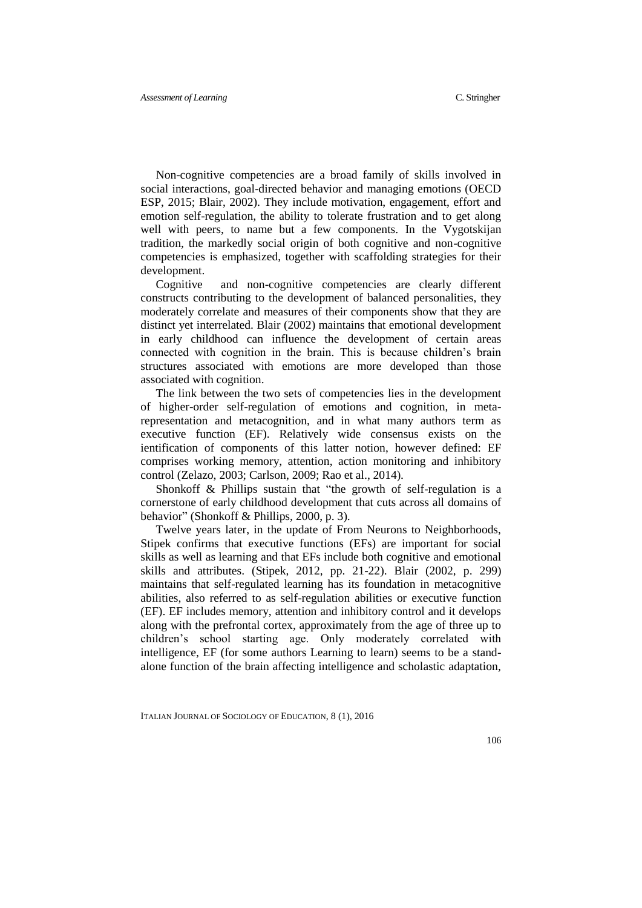Non-cognitive competencies are a broad family of skills involved in social interactions, goal-directed behavior and managing emotions (OECD ESP, 2015; Blair, 2002). They include motivation, engagement, effort and emotion self-regulation, the ability to tolerate frustration and to get along well with peers, to name but a few components. In the Vygotskijan tradition, the markedly social origin of both cognitive and non-cognitive competencies is emphasized, together with scaffolding strategies for their development.

Cognitive and non-cognitive competencies are clearly different constructs contributing to the development of balanced personalities, they moderately correlate and measures of their components show that they are distinct yet interrelated. Blair (2002) maintains that emotional development in early childhood can influence the development of certain areas connected with cognition in the brain. This is because children's brain structures associated with emotions are more developed than those associated with cognition.

The link between the two sets of competencies lies in the development of higher-order self-regulation of emotions and cognition, in meta-representation and metacognition, and in what many authors term as executive function (EF). Relatively wide consensus exists on the ientification of components of this latter notion, however defined: EF comprises working memory, attention, action monitoring and inhibitory control (Zelazo, 2003; Carlson, 2009; Rao et al., 2014).

Shonkoff & Phillips sustain that "the growth of self-regulation is a cornerstone of early childhood development that cuts across all domains of behavior" (Shonkoff & Phillips, 2000, p. 3).

Twelve years later, in the update of From Neurons to Neighborhoods, Stipek confirms that executive functions (EFs) are important for social skills as well as learning and that EFs include both cognitive and emotional skills and attributes. (Stipek, 2012, pp. 21-22). Blair (2002, p. 299) maintains that self-regulated learning has its foundation in metacognitive abilities, also referred to as self-regulation abilities or executive function (EF). EF includes memory, attention and inhibitory control and it develops along with the prefrontal cortex, approximately from the age of three up to children's school starting age. Only moderately correlated with intelligence, EF (for some authors Learning to learn) seems to be a stand-alone function of the brain affecting intelligence and scholastic adaptation,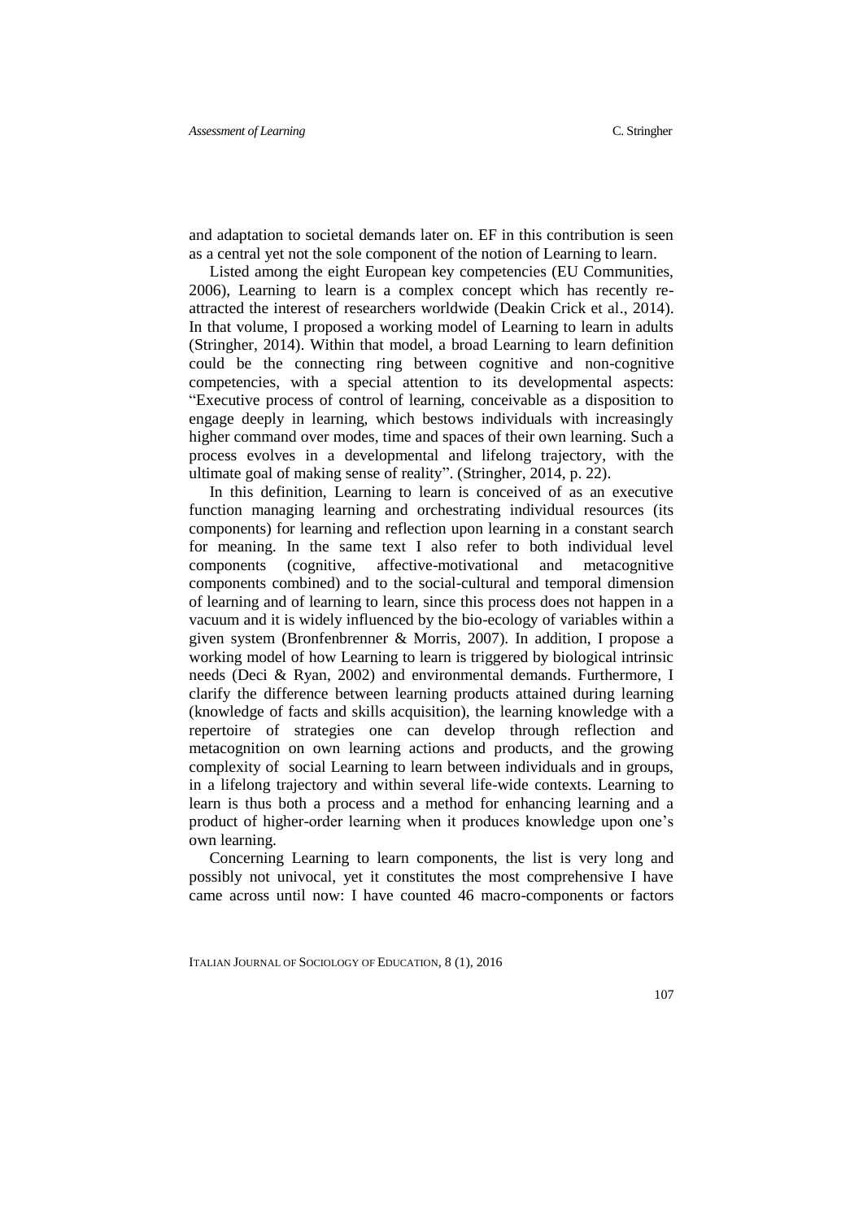and adaptation to societal demands later on. EF in this contribution is seen as a central yet not the sole component of the notion of Learning to learn.

Listed among the eight European key competencies (EU Communities, 2006), Learning to learn is a complex concept which has recently re-attracted the interest of researchers worldwide (Deakin Crick et al., 2014). In that volume, I proposed a working model of Learning to learn in adults (Stringher, 2014). Within that model, a broad Learning to learn definition could be the connecting ring between cognitive and non-cognitive competencies, with a special attention to its developmental aspects: "Executive process of control of learning, conceivable as a disposition to engage deeply in learning, which bestows individuals with increasingly higher command over modes, time and spaces of their own learning. Such a process evolves in a developmental and lifelong trajectory, with the ultimate goal of making sense of reality". (Stringher, 2014, p. 22).

In this definition, Learning to learn is conceived of as an executive function managing learning and orchestrating individual resources (its components) for learning and reflection upon learning in a constant search for meaning. In the same text I also refer to both individual level components (cognitive, affective-motivational and metacognitive components combined) and to the social-cultural and temporal dimension of learning and of learning to learn, since this process does not happen in a vacuum and it is widely influenced by the bio-ecology of variables within a given system (Bronfenbrenner & Morris, 2007). In addition, I propose a working model of how Learning to learn is triggered by biological intrinsic needs (Deci & Ryan, 2002) and environmental demands. Furthermore, I clarify the difference between learning products attained during learning (knowledge of facts and skills acquisition), the learning knowledge with a repertoire of strategies one can develop through reflection and metacognition on own learning actions and products, and the growing complexity of social Learning to learn between individuals and in groups, in a lifelong trajectory and within several life-wide contexts. Learning to learn is thus both a process and a method for enhancing learning and a product of higher-order learning when it produces knowledge upon one's own learning.

Concerning Learning to learn components, the list is very long and possibly not univocal, yet it constitutes the most comprehensive I have came across until now: I have counted 46 macro-components or factors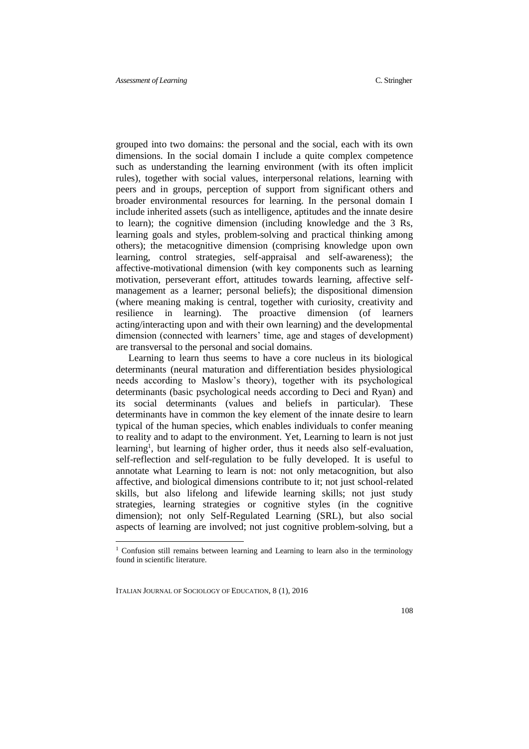grouped into two domains: the personal and the social, each with its own dimensions. In the social domain I include a quite complex competence such as understanding the learning environment (with its often implicit rules), together with social values, interpersonal relations, learning with peers and in groups, perception of support from significant others and broader environmental resources for learning. In the personal domain I include inherited assets (such as intelligence, aptitudes and the innate desire to learn); the cognitive dimension (including knowledge and the 3 Rs, learning goals and styles, problem-solving and practical thinking among others); the metacognitive dimension (comprising knowledge upon own learning, control strategies, self-appraisal and self-awareness); the affective-motivational dimension (with key components such as learning motivation, perseverant effort, attitudes towards learning, affective self-management as a learner; personal beliefs); the dispositional dimension (where meaning making is central, together with curiosity, creativity and resilience in learning). The proactive dimension (of learners acting/interacting upon and with their own learning) and the developmental dimension (connected with learners' time, age and stages of development) are transversal to the personal and social domains.

Learning to learn thus seems to have a core nucleus in its biological determinants (neural maturation and differentiation besides physiological needs according to Maslow's theory), together with its psychological determinants (basic psychological needs according to Deci and Ryan) and its social determinants (values and beliefs in particular). These determinants have in common the key element of the innate desire to learn typical of the human species, which enables individuals to confer meaning to reality and to adapt to the environment. Yet, Learning to learn is not just learning[1], but learning of higher order, thus it needs also self-evaluation, self-reflection and self-regulation to be fully developed. It is useful to annotate what Learning to learn is not: not only metacognition, but also affective, and biological dimensions contribute to it; not just school-related skills, but also lifelong and lifewide learning skills; not just study strategies, learning strategies or cognitive styles (in the cognitive dimension); not only Self-Regulated Learning (SRL), but also social aspects of learning are involved; not just cognitive problem-solving, but a

[1] Confusion still remains between learning and Learning to learn also in the terminology found in scientific literature.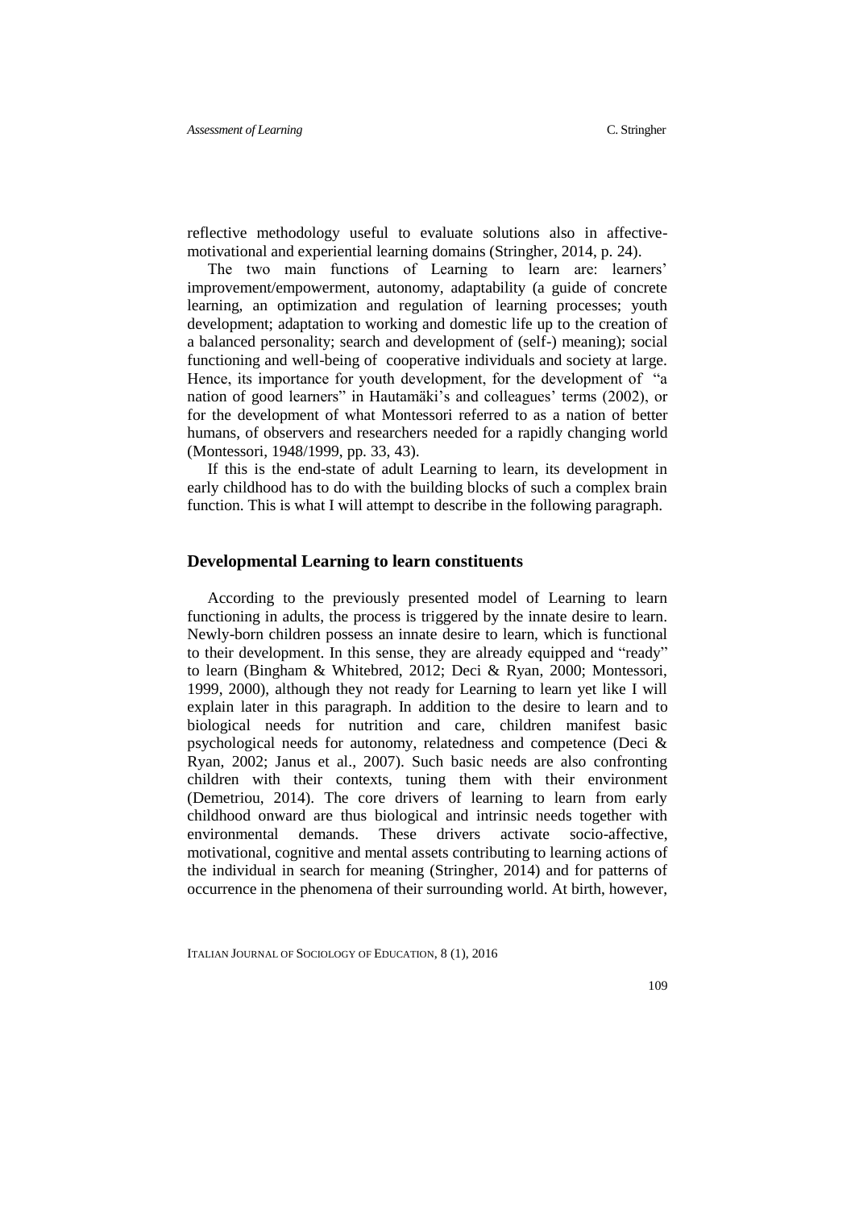reflective methodology useful to evaluate solutions also in affective-motivational and experiential learning domains (Stringher, 2014, p. 24).

The two main functions of Learning to learn are: learners' improvement/empowerment, autonomy, adaptability (a guide of concrete learning, an optimization and regulation of learning processes; youth development; adaptation to working and domestic life up to the creation of a balanced personality; search and development of (self-) meaning); social functioning and well-being of cooperative individuals and society at large. Hence, its importance for youth development, for the development of "a nation of good learners" in Hautamäki's and colleagues' terms (2002), or for the development of what Montessori referred to as a nation of better humans, of observers and researchers needed for a rapidly changing world (Montessori, 1948/1999, pp. 33, 43).

If this is the end-state of adult Learning to learn, its development in early childhood has to do with the building blocks of such a complex brain function. This is what I will attempt to describe in the following paragraph.

## Developmental Learning to learn constituents

According to the previously presented model of Learning to learn functioning in adults, the process is triggered by the innate desire to learn. Newly-born children possess an innate desire to learn, which is functional to their development. In this sense, they are already equipped and "ready" to learn (Bingham & Whitebred, 2012; Deci & Ryan, 2000; Montessori, 1999, 2000), although they not ready for Learning to learn yet like I will explain later in this paragraph. In addition to the desire to learn and to biological needs for nutrition and care, children manifest basic psychological needs for autonomy, relatedness and competence (Deci & Ryan, 2002; Janus et al., 2007). Such basic needs are also confronting children with their contexts, tuning them with their environment (Demetriou, 2014). The core drivers of learning to learn from early childhood onward are thus biological and intrinsic needs together with environmental demands. These drivers activate socio-affective, motivational, cognitive and mental assets contributing to learning actions of the individual in search for meaning (Stringher, 2014) and for patterns of occurrence in the phenomena of their surrounding world. At birth, however,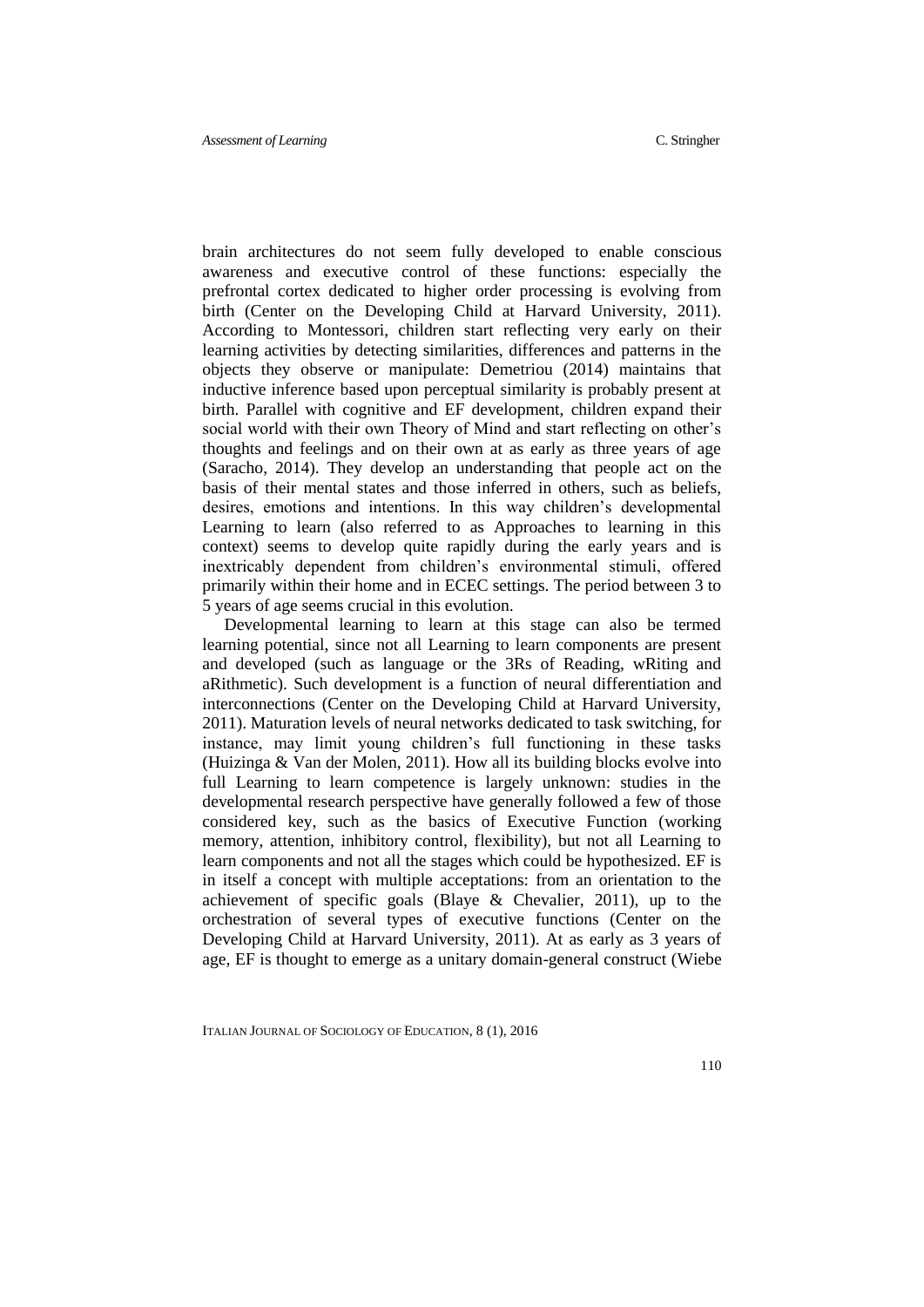brain architectures do not seem fully developed to enable conscious awareness and executive control of these functions: especially the prefrontal cortex dedicated to higher order processing is evolving from birth (Center on the Developing Child at Harvard University, 2011). According to Montessori, children start reflecting very early on their learning activities by detecting similarities, differences and patterns in the objects they observe or manipulate: Demetriou (2014) maintains that inductive inference based upon perceptual similarity is probably present at birth. Parallel with cognitive and EF development, children expand their social world with their own Theory of Mind and start reflecting on other's thoughts and feelings and on their own at as early as three years of age (Saracho, 2014). They develop an understanding that people act on the basis of their mental states and those inferred in others, such as beliefs, desires, emotions and intentions. In this way children's developmental Learning to learn (also referred to as Approaches to learning in this context) seems to develop quite rapidly during the early years and is inextricably dependent from children's environmental stimuli, offered primarily within their home and in ECEC settings. The period between 3 to 5 years of age seems crucial in this evolution.

Developmental learning to learn at this stage can also be termed learning potential, since not all Learning to learn components are present and developed (such as language or the 3Rs of Reading, wRiting and aRithmetic). Such development is a function of neural differentiation and interconnections (Center on the Developing Child at Harvard University, 2011). Maturation levels of neural networks dedicated to task switching, for instance, may limit young children's full functioning in these tasks (Huizinga & Van der Molen, 2011). How all its building blocks evolve into full Learning to learn competence is largely unknown: studies in the developmental research perspective have generally followed a few of those considered key, such as the basics of Executive Function (working memory, attention, inhibitory control, flexibility), but not all Learning to learn components and not all the stages which could be hypothesized. EF is in itself a concept with multiple acceptations: from an orientation to the achievement of specific goals (Blaye & Chevalier, 2011), up to the orchestration of several types of executive functions (Center on the Developing Child at Harvard University, 2011). At as early as 3 years of age, EF is thought to emerge as a unitary domain-general construct (Wiebe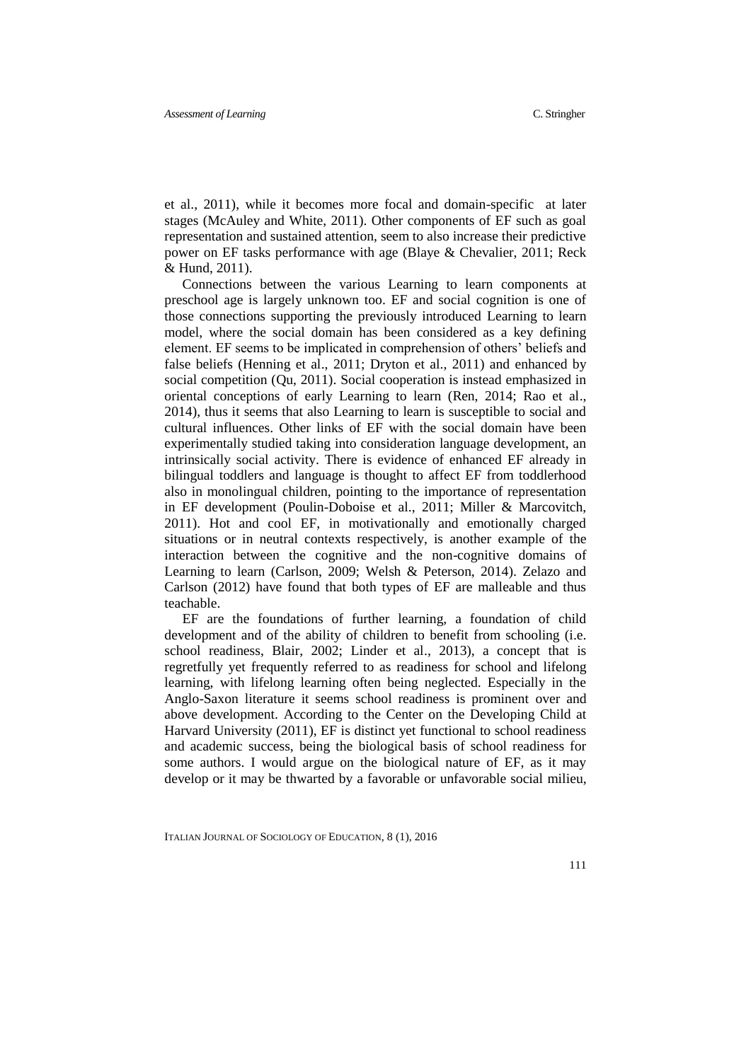et al., 2011), while it becomes more focal and domain-specific at later stages (McAuley and White, 2011). Other components of EF such as goal representation and sustained attention, seem to also increase their predictive power on EF tasks performance with age (Blaye & Chevalier, 2011; Reck & Hund, 2011).

Connections between the various Learning to learn components at preschool age is largely unknown too. EF and social cognition is one of those connections supporting the previously introduced Learning to learn model, where the social domain has been considered as a key defining element. EF seems to be implicated in comprehension of others' beliefs and false beliefs (Henning et al., 2011; Dryton et al., 2011) and enhanced by social competition (Qu, 2011). Social cooperation is instead emphasized in oriental conceptions of early Learning to learn (Ren, 2014; Rao et al., 2014), thus it seems that also Learning to learn is susceptible to social and cultural influences. Other links of EF with the social domain have been experimentally studied taking into consideration language development, an intrinsically social activity. There is evidence of enhanced EF already in bilingual toddlers and language is thought to affect EF from toddlerhood also in monolingual children, pointing to the importance of representation in EF development (Poulin-Doboise et al., 2011; Miller & Marcovitch, 2011). Hot and cool EF, in motivationally and emotionally charged situations or in neutral contexts respectively, is another example of the interaction between the cognitive and the non-cognitive domains of Learning to learn (Carlson, 2009; Welsh & Peterson, 2014). Zelazo and Carlson (2012) have found that both types of EF are malleable and thus teachable.

EF are the foundations of further learning, a foundation of child development and of the ability of children to benefit from schooling (i.e. school readiness, Blair, 2002; Linder et al., 2013), a concept that is regretfully yet frequently referred to as readiness for school and lifelong learning, with lifelong learning often being neglected. Especially in the Anglo-Saxon literature it seems school readiness is prominent over and above development. According to the Center on the Developing Child at Harvard University (2011), EF is distinct yet functional to school readiness and academic success, being the biological basis of school readiness for some authors. I would argue on the biological nature of EF, as it may develop or it may be thwarted by a favorable or unfavorable social milieu,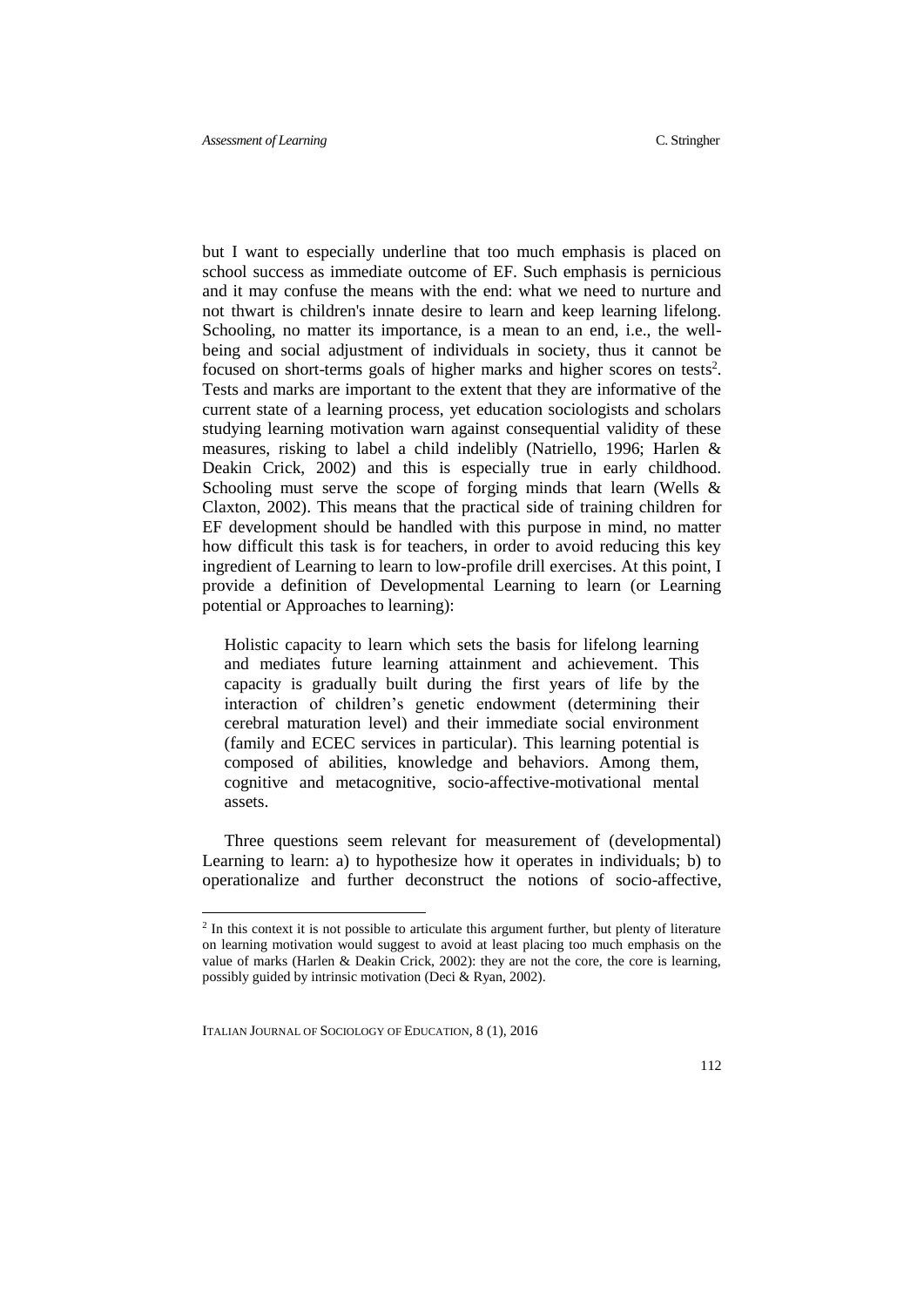but I want to especially underline that too much emphasis is placed on school success as immediate outcome of EF. Such emphasis is pernicious and it may confuse the means with the end: what we need to nurture and not thwart is children's innate desire to learn and keep learning lifelong. Schooling, no matter its importance, is a mean to an end, i.e., the well-being and social adjustment of individuals in society, thus it cannot be focused on short-terms goals of higher marks and higher scores on tests[2]. Tests and marks are important to the extent that they are informative of the current state of a learning process, yet education sociologists and scholars studying learning motivation warn against consequential validity of these measures, risking to label a child indelibly (Natriello, 1996; Harlen & Deakin Crick, 2002) and this is especially true in early childhood. Schooling must serve the scope of forging minds that learn (Wells & Claxton, 2002). This means that the practical side of training children for EF development should be handled with this purpose in mind, no matter how difficult this task is for teachers, in order to avoid reducing this key ingredient of Learning to learn to low-profile drill exercises. At this point, I provide a definition of Developmental Learning to learn (or Learning potential or Approaches to learning):

> Holistic capacity to learn which sets the basis for lifelong learning and mediates future learning attainment and achievement. This capacity is gradually built during the first years of life by the interaction of children's genetic endowment (determining their cerebral maturation level) and their immediate social environment (family and ECEC services in particular). This learning potential is composed of abilities, knowledge and behaviors. Among them, cognitive and metacognitive, socio-affective-motivational mental assets.

Three questions seem relevant for measurement of (developmental) Learning to learn: a) to hypothesize how it operates in individuals; b) to operationalize and further deconstruct the notions of socio-affective,

[2] In this context it is not possible to articulate this argument further, but plenty of literature on learning motivation would suggest to avoid at least placing too much emphasis on the value of marks (Harlen & Deakin Crick, 2002): they are not the core, the core is learning, possibly guided by intrinsic motivation (Deci & Ryan, 2002).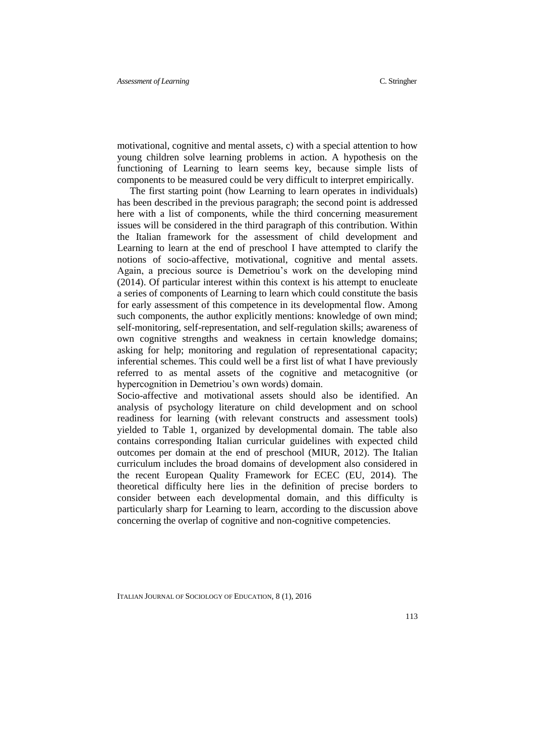motivational, cognitive and mental assets, c) with a special attention to how young children solve learning problems in action. A hypothesis on the functioning of Learning to learn seems key, because simple lists of components to be measured could be very difficult to interpret empirically.

The first starting point (how Learning to learn operates in individuals) has been described in the previous paragraph; the second point is addressed here with a list of components, while the third concerning measurement issues will be considered in the third paragraph of this contribution. Within the Italian framework for the assessment of child development and Learning to learn at the end of preschool I have attempted to clarify the notions of socio-affective, motivational, cognitive and mental assets. Again, a precious source is Demetriou's work on the developing mind (2014). Of particular interest within this context is his attempt to enucleate a series of components of Learning to learn which could constitute the basis for early assessment of this competence in its developmental flow. Among such components, the author explicitly mentions: knowledge of own mind; self-monitoring, self-representation, and self-regulation skills; awareness of own cognitive strengths and weakness in certain knowledge domains; asking for help; monitoring and regulation of representational capacity; inferential schemes. This could well be a first list of what I have previously referred to as mental assets of the cognitive and metacognitive (or hypercognition in Demetriou's own words) domain.

Socio-affective and motivational assets should also be identified. An analysis of psychology literature on child development and on school readiness for learning (with relevant constructs and assessment tools) yielded to Table 1, organized by developmental domain. The table also contains corresponding Italian curricular guidelines with expected child outcomes per domain at the end of preschool (MIUR, 2012). The Italian curriculum includes the broad domains of development also considered in the recent European Quality Framework for ECEC (EU, 2014). The theoretical difficulty here lies in the definition of precise borders to consider between each developmental domain, and this difficulty is particularly sharp for Learning to learn, according to the discussion above concerning the overlap of cognitive and non-cognitive competencies.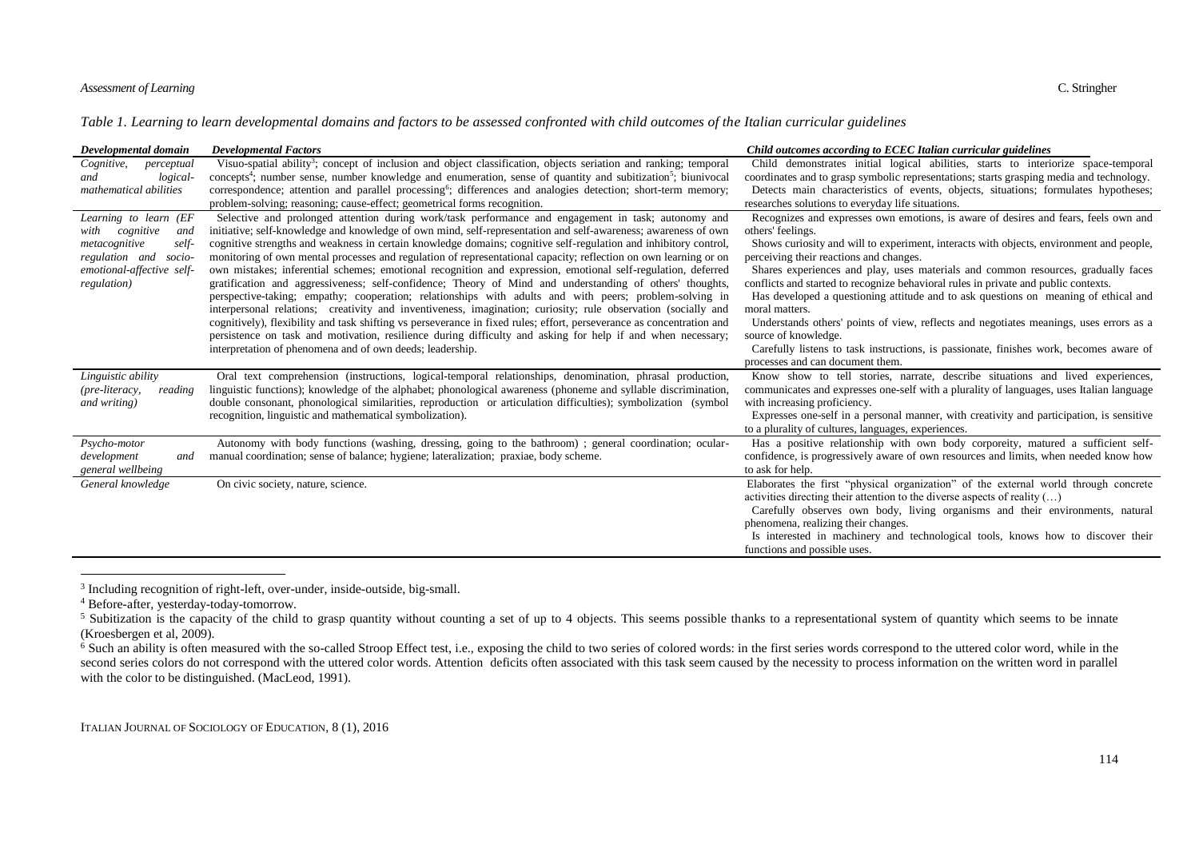*Table 1. Learning to learn developmental domains and factors to be assessed confronted with child outcomes of the Italian curricular guidelines*

| *Developmental domain* | *Developmental Factors* | *Child outcomes according to ECEC Italian curricular guidelines* |
|---|---|---|
| *Cognitive, perceptual and logical-mathematical abilities* | Visuo-spatial ability[3]; concept of inclusion and object classification, objects seriation and ranking; temporal concepts[4]; number sense, number knowledge and enumeration, sense of quantity and subitization[5]; biunivocal correspondence; attention and parallel processing[6]; differences and analogies detection; short-term memory; problem-solving; reasoning; cause-effect; geometrical forms recognition. | Child demonstrates initial logical abilities, starts to interiorize space-temporal coordinates and to grasp symbolic representations; starts grasping media and technology. Detects main characteristics of events, objects, situations; formulates hypotheses; researches solutions to everyday life situations. |
| *Learning to learn (EF with cognitive and metacognitive self-regulation and socio-emotional-affective self-regulation)* | Selective and prolonged attention during work/task performance and engagement in task; autonomy and initiative; self-knowledge and knowledge of own mind, self-representation and self-awareness; awareness of own cognitive strengths and weakness in certain knowledge domains; cognitive self-regulation and inhibitory control, monitoring of own mental processes and regulation of representational capacity; reflection on own learning or on own mistakes; inferential schemes; emotional recognition and expression, emotional self-regulation, deferred gratification and aggressiveness; self-confidence; Theory of Mind and understanding of others' thoughts, perspective-taking; empathy; cooperation; relationships with adults and with peers; problem-solving in interpersonal relations; creativity and inventiveness, imagination; curiosity; rule observation (socially and cognitively), flexibility and task shifting vs perseverance in fixed rules; effort, perseverance as concentration and persistence on task and motivation, resilience during difficulty and asking for help if and when necessary; interpretation of phenomena and of own deeds; leadership. | Recognizes and expresses own emotions, is aware of desires and fears, feels own and others' feelings. Shows curiosity and will to experiment, interacts with objects, environment and people, perceiving their reactions and changes. Shares experiences and play, uses materials and common resources, gradually faces conflicts and started to recognize behavioral rules in private and public contexts. Has developed a questioning attitude and to ask questions on meaning of ethical and moral matters. Understands others' points of view, reflects and negotiates meanings, uses errors as a source of knowledge. Carefully listens to task instructions, is passionate, finishes work, becomes aware of processes and can document them. |
| *Linguistic ability (pre-literacy, reading and writing)* | Oral text comprehension (instructions, logical-temporal relationships, denomination, phrasal production, linguistic functions); knowledge of the alphabet; phonological awareness (phoneme and syllable discrimination, double consonant, phonological similarities, reproduction or articulation difficulties); symbolization (symbol recognition, linguistic and mathematical symbolization). | Know show to tell stories, narrate, describe situations and lived experiences, communicates and expresses one-self with a plurality of languages, uses Italian language with increasing proficiency. Expresses one-self in a personal manner, with creativity and participation, is sensitive to a plurality of cultures, languages, experiences. |
| *Psycho-motor development and general wellbeing* | Autonomy with body functions (washing, dressing, going to the bathroom) ; general coordination; ocular-manual coordination; sense of balance; hygiene; lateralization; praxiae, body scheme. | Has a positive relationship with own body corporeity, matured a sufficient self-confidence, is progressively aware of own resources and limits, when needed know how to ask for help. |
| *General knowledge* | On civic society, nature, science. | Elaborates the first "physical organization" of the external world through concrete activities directing their attention to the diverse aspects of reality (…) Carefully observes own body, living organisms and their environments, natural phenomena, realizing their changes. Is interested in machinery and technological tools, knows how to discover their functions and possible uses. |

[3] Including recognition of right-left, over-under, inside-outside, big-small.

[4] Before-after, yesterday-today-tomorrow.

[5] Subitization is the capacity of the child to grasp quantity without counting a set of up to 4 objects. This seems possible thanks to a representational system of quantity which seems to be innate (Kroesbergen et al, 2009).

[6] Such an ability is often measured with the so-called Stroop Effect test, i.e., exposing the child to two series of colored words: in the first series words correspond to the uttered color word, while in the second series colors do not correspond with the uttered color words. Attention deficits often associated with this task seem caused by the necessity to process information on the written word in parallel with the color to be distinguished. (MacLeod, 1991).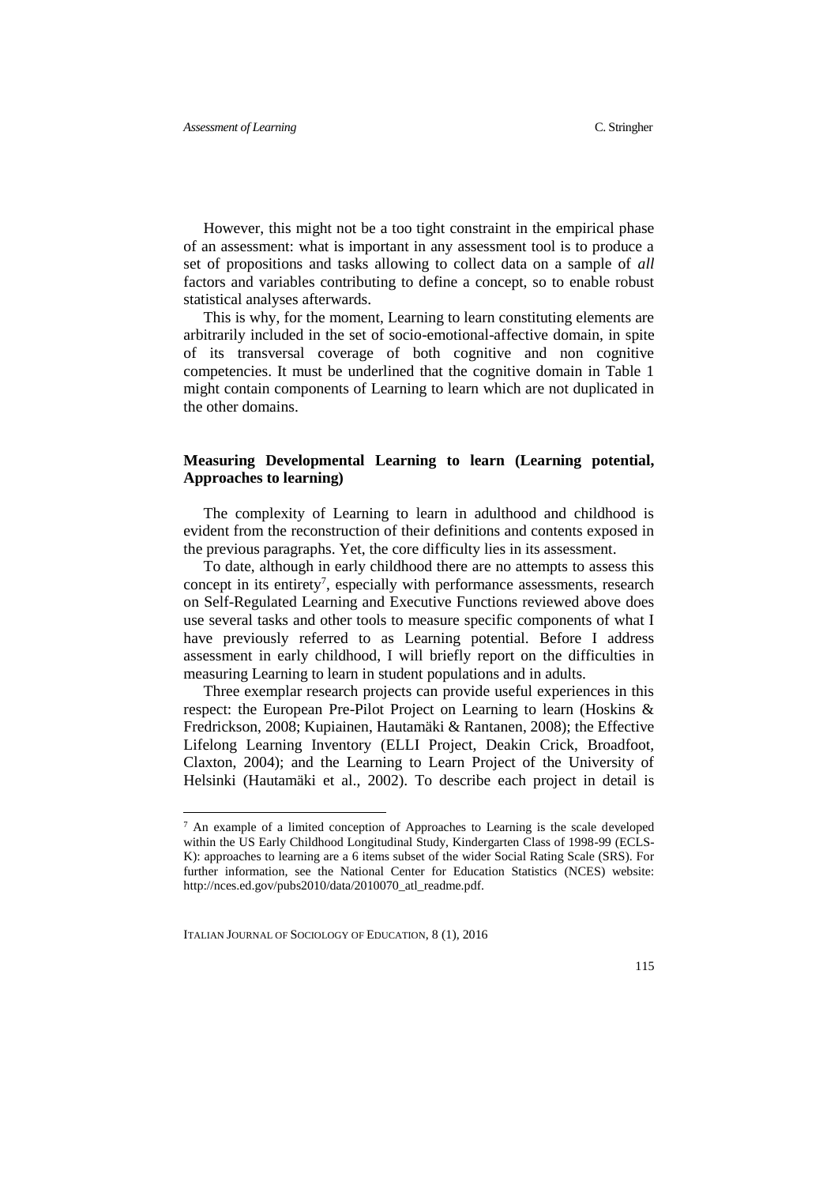However, this might not be a too tight constraint in the empirical phase of an assessment: what is important in any assessment tool is to produce a set of propositions and tasks allowing to collect data on a sample of *all* factors and variables contributing to define a concept, so to enable robust statistical analyses afterwards.

This is why, for the moment, Learning to learn constituting elements are arbitrarily included in the set of socio-emotional-affective domain, in spite of its transversal coverage of both cognitive and non cognitive competencies. It must be underlined that the cognitive domain in Table 1 might contain components of Learning to learn which are not duplicated in the other domains.

## Measuring Developmental Learning to learn (Learning potential, Approaches to learning)

The complexity of Learning to learn in adulthood and childhood is evident from the reconstruction of their definitions and contents exposed in the previous paragraphs. Yet, the core difficulty lies in its assessment.

To date, although in early childhood there are no attempts to assess this concept in its entirety[7], especially with performance assessments, research on Self-Regulated Learning and Executive Functions reviewed above does use several tasks and other tools to measure specific components of what I have previously referred to as Learning potential. Before I address assessment in early childhood, I will briefly report on the difficulties in measuring Learning to learn in student populations and in adults.

Three exemplar research projects can provide useful experiences in this respect: the European Pre-Pilot Project on Learning to learn (Hoskins & Fredrickson, 2008; Kupiainen, Hautamäki & Rantanen, 2008); the Effective Lifelong Learning Inventory (ELLI Project, Deakin Crick, Broadfoot, Claxton, 2004); and the Learning to Learn Project of the University of Helsinki (Hautamäki et al., 2002). To describe each project in detail is

---

[7] An example of a limited conception of Approaches to Learning is the scale developed within the US Early Childhood Longitudinal Study, Kindergarten Class of 1998-99 (ECLS-K): approaches to learning are a 6 items subset of the wider Social Rating Scale (SRS). For further information, see the National Center for Education Statistics (NCES) website: http://nces.ed.gov/pubs2010/data/2010070_atl_readme.pdf.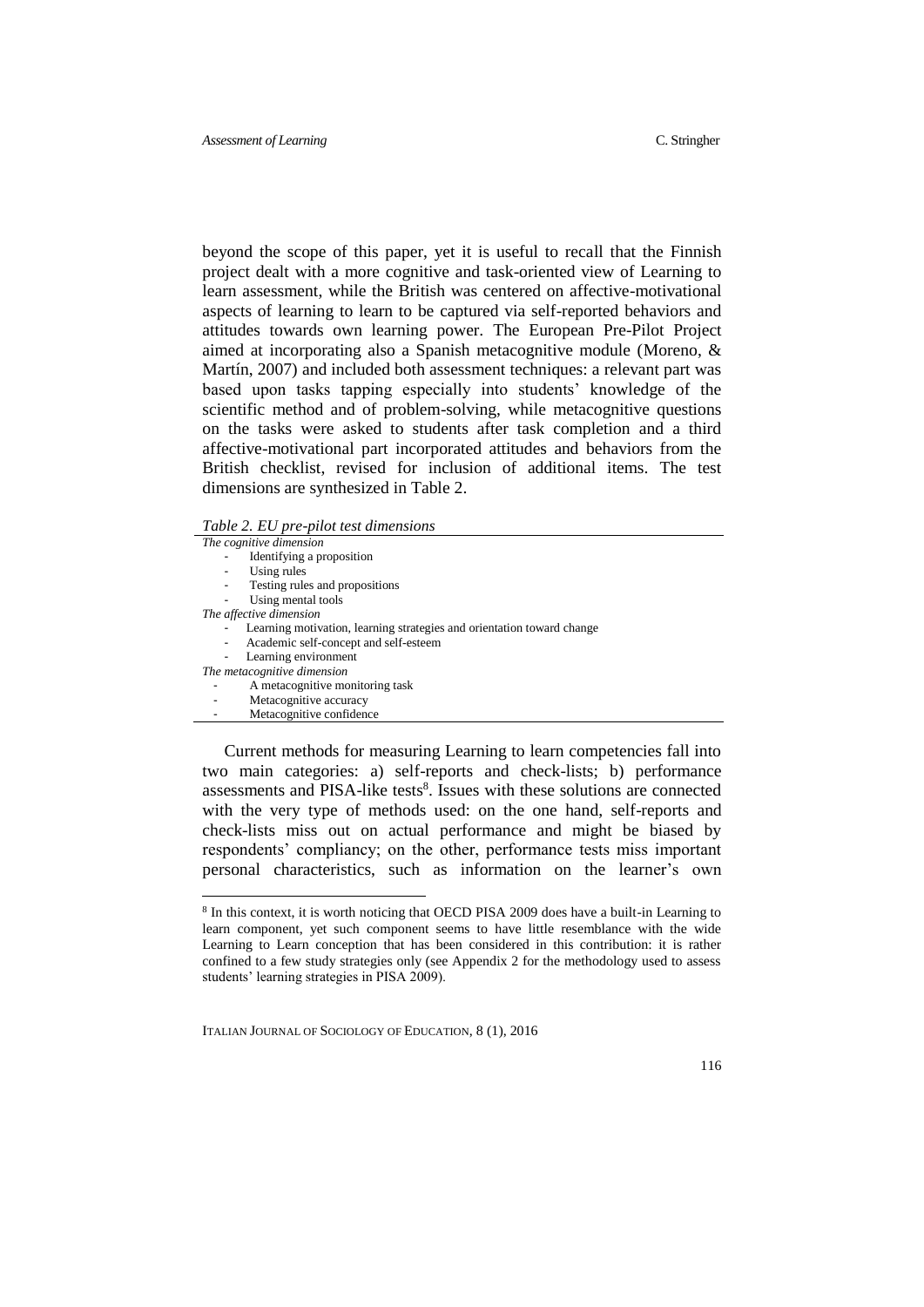beyond the scope of this paper, yet it is useful to recall that the Finnish project dealt with a more cognitive and task-oriented view of Learning to learn assessment, while the British was centered on affective-motivational aspects of learning to learn to be captured via self-reported behaviors and attitudes towards own learning power. The European Pre-Pilot Project aimed at incorporating also a Spanish metacognitive module (Moreno, & Martín, 2007) and included both assessment techniques: a relevant part was based upon tasks tapping especially into students' knowledge of the scientific method and of problem-solving, while metacognitive questions on the tasks were asked to students after task completion and a third affective-motivational part incorporated attitudes and behaviors from the British checklist, revised for inclusion of additional items. The test dimensions are synthesized in Table 2.

*Table 2. EU pre-pilot test dimensions*

| |
|---|
| *The cognitive dimension* |
| - Identifying a proposition |
| - Using rules |
| - Testing rules and propositions |
| - Using mental tools |
| *The affective dimension* |
| - Learning motivation, learning strategies and orientation toward change |
| - Academic self-concept and self-esteem |
| - Learning environment |
| *The metacognitive dimension* |
| - A metacognitive monitoring task |
| - Metacognitive accuracy |
| - Metacognitive confidence |

Current methods for measuring Learning to learn competencies fall into two main categories: a) self-reports and check-lists; b) performance assessments and PISA-like tests[8]. Issues with these solutions are connected with the very type of methods used: on the one hand, self-reports and check-lists miss out on actual performance and might be biased by respondents' compliancy; on the other, performance tests miss important personal characteristics, such as information on the learner's own

[8] In this context, it is worth noticing that OECD PISA 2009 does have a built-in Learning to learn component, yet such component seems to have little resemblance with the wide Learning to Learn conception that has been considered in this contribution: it is rather confined to a few study strategies only (see Appendix 2 for the methodology used to assess students' learning strategies in PISA 2009).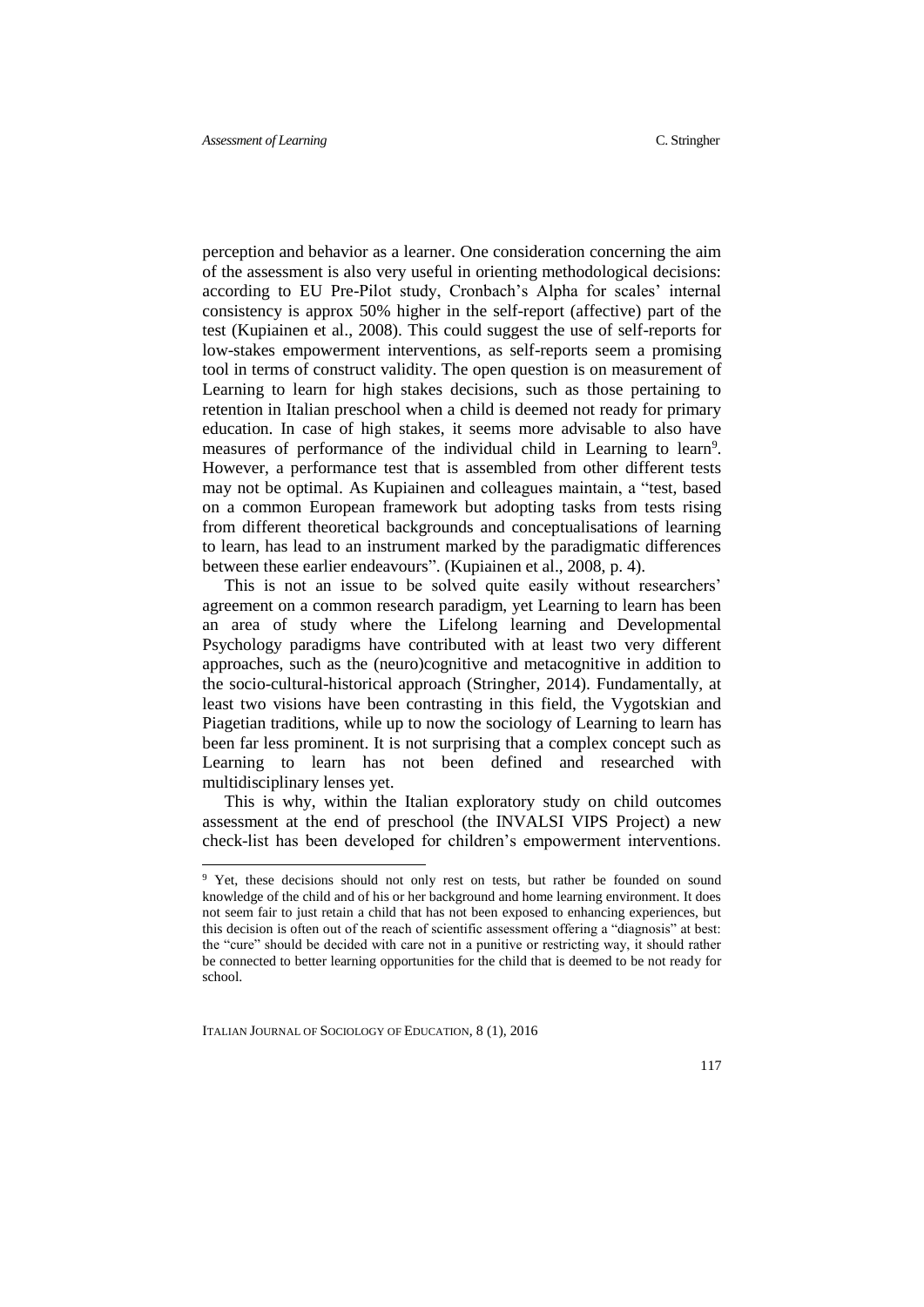perception and behavior as a learner. One consideration concerning the aim of the assessment is also very useful in orienting methodological decisions: according to EU Pre-Pilot study, Cronbach's Alpha for scales' internal consistency is approx 50% higher in the self-report (affective) part of the test (Kupiainen et al., 2008). This could suggest the use of self-reports for low-stakes empowerment interventions, as self-reports seem a promising tool in terms of construct validity. The open question is on measurement of Learning to learn for high stakes decisions, such as those pertaining to retention in Italian preschool when a child is deemed not ready for primary education. In case of high stakes, it seems more advisable to also have measures of performance of the individual child in Learning to learn[9]. However, a performance test that is assembled from other different tests may not be optimal. As Kupiainen and colleagues maintain, a "test, based on a common European framework but adopting tasks from tests rising from different theoretical backgrounds and conceptualisations of learning to learn, has lead to an instrument marked by the paradigmatic differences between these earlier endeavours". (Kupiainen et al., 2008, p. 4).

This is not an issue to be solved quite easily without researchers' agreement on a common research paradigm, yet Learning to learn has been an area of study where the Lifelong learning and Developmental Psychology paradigms have contributed with at least two very different approaches, such as the (neuro)cognitive and metacognitive in addition to the socio-cultural-historical approach (Stringher, 2014). Fundamentally, at least two visions have been contrasting in this field, the Vygotskian and Piagetian traditions, while up to now the sociology of Learning to learn has been far less prominent. It is not surprising that a complex concept such as Learning to learn has not been defined and researched with multidisciplinary lenses yet.

This is why, within the Italian exploratory study on child outcomes assessment at the end of preschool (the INVALSI VIPS Project) a new check-list has been developed for children's empowerment interventions.

[9] Yet, these decisions should not only rest on tests, but rather be founded on sound knowledge of the child and of his or her background and home learning environment. It does not seem fair to just retain a child that has not been exposed to enhancing experiences, but this decision is often out of the reach of scientific assessment offering a "diagnosis" at best: the "cure" should be decided with care not in a punitive or restricting way, it should rather be connected to better learning opportunities for the child that is deemed to be not ready for school.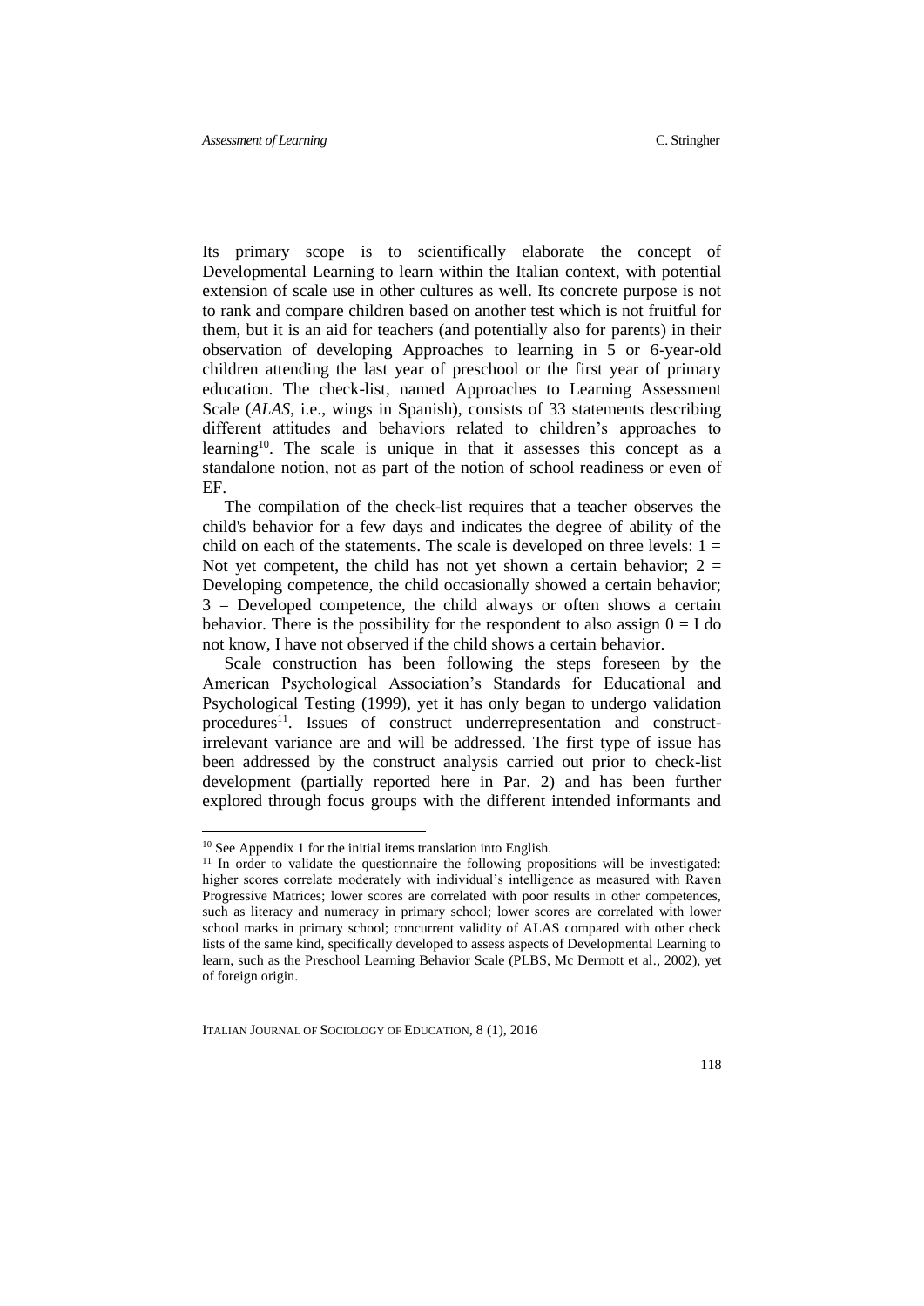Its primary scope is to scientifically elaborate the concept of Developmental Learning to learn within the Italian context, with potential extension of scale use in other cultures as well. Its concrete purpose is not to rank and compare children based on another test which is not fruitful for them, but it is an aid for teachers (and potentially also for parents) in their observation of developing Approaches to learning in 5 or 6-year-old children attending the last year of preschool or the first year of primary education. The check-list, named Approaches to Learning Assessment Scale (*ALAS*, i.e., wings in Spanish), consists of 33 statements describing different attitudes and behaviors related to children's approaches to learning[10]. The scale is unique in that it assesses this concept as a standalone notion, not as part of the notion of school readiness or even of EF.

The compilation of the check-list requires that a teacher observes the child's behavior for a few days and indicates the degree of ability of the child on each of the statements. The scale is developed on three levels: 1 = Not yet competent, the child has not yet shown a certain behavior; 2 = Developing competence, the child occasionally showed a certain behavior; 3 = Developed competence, the child always or often shows a certain behavior. There is the possibility for the respondent to also assign 0 = I do not know, I have not observed if the child shows a certain behavior.

Scale construction has been following the steps foreseen by the American Psychological Association's Standards for Educational and Psychological Testing (1999), yet it has only began to undergo validation procedures[11]. Issues of construct underrepresentation and construct-irrelevant variance are and will be addressed. The first type of issue has been addressed by the construct analysis carried out prior to check-list development (partially reported here in Par. 2) and has been further explored through focus groups with the different intended informants and

---

[10] See Appendix 1 for the initial items translation into English.

[11] In order to validate the questionnaire the following propositions will be investigated: higher scores correlate moderately with individual's intelligence as measured with Raven Progressive Matrices; lower scores are correlated with poor results in other competences, such as literacy and numeracy in primary school; lower scores are correlated with lower school marks in primary school; concurrent validity of ALAS compared with other check lists of the same kind, specifically developed to assess aspects of Developmental Learning to learn, such as the Preschool Learning Behavior Scale (PLBS, Mc Dermott et al., 2002), yet of foreign origin.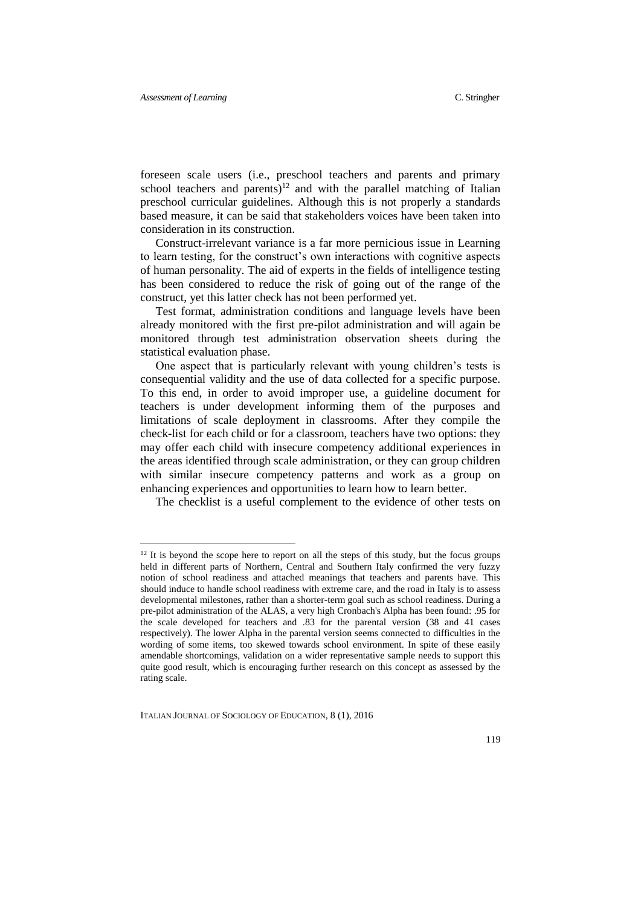foreseen scale users (i.e., preschool teachers and parents and primary school teachers and parents)[12] and with the parallel matching of Italian preschool curricular guidelines. Although this is not properly a standards based measure, it can be said that stakeholders voices have been taken into consideration in its construction.

Construct-irrelevant variance is a far more pernicious issue in Learning to learn testing, for the construct's own interactions with cognitive aspects of human personality. The aid of experts in the fields of intelligence testing has been considered to reduce the risk of going out of the range of the construct, yet this latter check has not been performed yet.

Test format, administration conditions and language levels have been already monitored with the first pre-pilot administration and will again be monitored through test administration observation sheets during the statistical evaluation phase.

One aspect that is particularly relevant with young children's tests is consequential validity and the use of data collected for a specific purpose. To this end, in order to avoid improper use, a guideline document for teachers is under development informing them of the purposes and limitations of scale deployment in classrooms. After they compile the check-list for each child or for a classroom, teachers have two options: they may offer each child with insecure competency additional experiences in the areas identified through scale administration, or they can group children with similar insecure competency patterns and work as a group on enhancing experiences and opportunities to learn how to learn better.

The checklist is a useful complement to the evidence of other tests on

---

[12] It is beyond the scope here to report on all the steps of this study, but the focus groups held in different parts of Northern, Central and Southern Italy confirmed the very fuzzy notion of school readiness and attached meanings that teachers and parents have. This should induce to handle school readiness with extreme care, and the road in Italy is to assess developmental milestones, rather than a shorter-term goal such as school readiness. During a pre-pilot administration of the ALAS, a very high Cronbach's Alpha has been found: .95 for the scale developed for teachers and .83 for the parental version (38 and 41 cases respectively). The lower Alpha in the parental version seems connected to difficulties in the wording of some items, too skewed towards school environment. In spite of these easily amendable shortcomings, validation on a wider representative sample needs to support this quite good result, which is encouraging further research on this concept as assessed by the rating scale.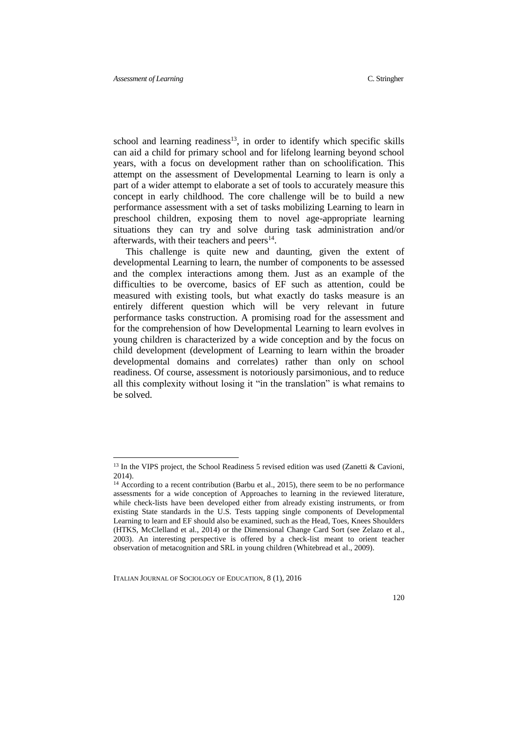school and learning readiness[13], in order to identify which specific skills can aid a child for primary school and for lifelong learning beyond school years, with a focus on development rather than on schoolification. This attempt on the assessment of Developmental Learning to learn is only a part of a wider attempt to elaborate a set of tools to accurately measure this concept in early childhood. The core challenge will be to build a new performance assessment with a set of tasks mobilizing Learning to learn in preschool children, exposing them to novel age-appropriate learning situations they can try and solve during task administration and/or afterwards, with their teachers and peers[14].

This challenge is quite new and daunting, given the extent of developmental Learning to learn, the number of components to be assessed and the complex interactions among them. Just as an example of the difficulties to be overcome, basics of EF such as attention, could be measured with existing tools, but what exactly do tasks measure is an entirely different question which will be very relevant in future performance tasks construction. A promising road for the assessment and for the comprehension of how Developmental Learning to learn evolves in young children is characterized by a wide conception and by the focus on child development (development of Learning to learn within the broader developmental domains and correlates) rather than only on school readiness. Of course, assessment is notoriously parsimonious, and to reduce all this complexity without losing it "in the translation" is what remains to be solved.

---

[13] In the VIPS project, the School Readiness 5 revised edition was used (Zanetti & Cavioni, 2014).

[14] According to a recent contribution (Barbu et al., 2015), there seem to be no performance assessments for a wide conception of Approaches to learning in the reviewed literature, while check-lists have been developed either from already existing instruments, or from existing State standards in the U.S. Tests tapping single components of Developmental Learning to learn and EF should also be examined, such as the Head, Toes, Knees Shoulders (HTKS, McClelland et al., 2014) or the Dimensional Change Card Sort (see Zelazo et al., 2003). An interesting perspective is offered by a check-list meant to orient teacher observation of metacognition and SRL in young children (Whitebread et al., 2009).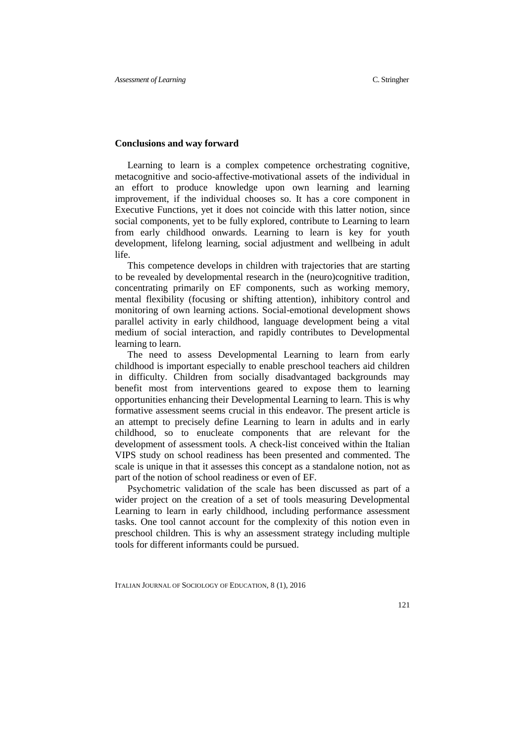## Conclusions and way forward

Learning to learn is a complex competence orchestrating cognitive, metacognitive and socio-affective-motivational assets of the individual in an effort to produce knowledge upon own learning and learning improvement, if the individual chooses so. It has a core component in Executive Functions, yet it does not coincide with this latter notion, since social components, yet to be fully explored, contribute to Learning to learn from early childhood onwards. Learning to learn is key for youth development, lifelong learning, social adjustment and wellbeing in adult life.

This competence develops in children with trajectories that are starting to be revealed by developmental research in the (neuro)cognitive tradition, concentrating primarily on EF components, such as working memory, mental flexibility (focusing or shifting attention), inhibitory control and monitoring of own learning actions. Social-emotional development shows parallel activity in early childhood, language development being a vital medium of social interaction, and rapidly contributes to Developmental learning to learn.

The need to assess Developmental Learning to learn from early childhood is important especially to enable preschool teachers aid children in difficulty. Children from socially disadvantaged backgrounds may benefit most from interventions geared to expose them to learning opportunities enhancing their Developmental Learning to learn. This is why formative assessment seems crucial in this endeavor. The present article is an attempt to precisely define Learning to learn in adults and in early childhood, so to enucleate components that are relevant for the development of assessment tools. A check-list conceived within the Italian VIPS study on school readiness has been presented and commented. The scale is unique in that it assesses this concept as a standalone notion, not as part of the notion of school readiness or even of EF.

Psychometric validation of the scale has been discussed as part of a wider project on the creation of a set of tools measuring Developmental Learning to learn in early childhood, including performance assessment tasks. One tool cannot account for the complexity of this notion even in preschool children. This is why an assessment strategy including multiple tools for different informants could be pursued.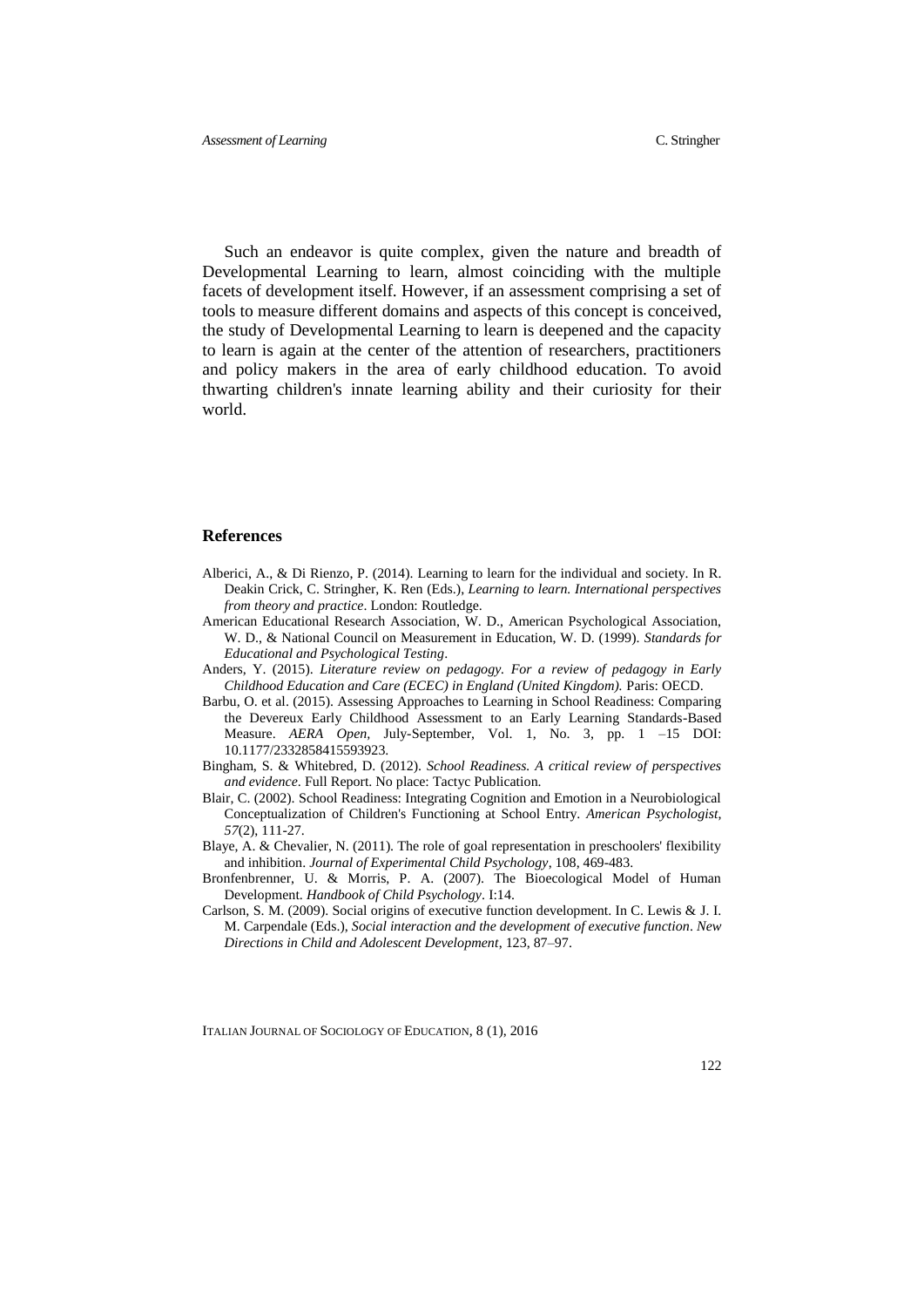Such an endeavor is quite complex, given the nature and breadth of Developmental Learning to learn, almost coinciding with the multiple facets of development itself. However, if an assessment comprising a set of tools to measure different domains and aspects of this concept is conceived, the study of Developmental Learning to learn is deepened and the capacity to learn is again at the center of the attention of researchers, practitioners and policy makers in the area of early childhood education. To avoid thwarting children's innate learning ability and their curiosity for their world.

## References

Alberici, A., & Di Rienzo, P. (2014). Learning to learn for the individual and society. In R. Deakin Crick, C. Stringher, K. Ren (Eds.), *Learning to learn. International perspectives from theory and practice*. London: Routledge.

American Educational Research Association, W. D., American Psychological Association, W. D., & National Council on Measurement in Education, W. D. (1999). *Standards for Educational and Psychological Testing*.

Anders, Y. (2015). *Literature review on pedagogy. For a review of pedagogy in Early Childhood Education and Care (ECEC) in England (United Kingdom).* Paris: OECD.

Barbu, O. et al. (2015). Assessing Approaches to Learning in School Readiness: Comparing the Devereux Early Childhood Assessment to an Early Learning Standards-Based Measure. *AERA Open*, July-September, Vol. 1, No. 3, pp. 1 –15 DOI: 10.1177/2332858415593923.

Bingham, S. & Whitebred, D. (2012). *School Readiness. A critical review of perspectives and evidence*. Full Report. No place: Tactyc Publication.

Blair, C. (2002). School Readiness: Integrating Cognition and Emotion in a Neurobiological Conceptualization of Children's Functioning at School Entry. *American Psychologist, 57*(2), 111-27.

Blaye, A. & Chevalier, N. (2011). The role of goal representation in preschoolers' flexibility and inhibition. *Journal of Experimental Child Psychology*, 108, 469-483.

Bronfenbrenner, U. & Morris, P. A. (2007). The Bioecological Model of Human Development. *Handbook of Child Psychology*. I:14.

Carlson, S. M. (2009). Social origins of executive function development. In C. Lewis & J. I. M. Carpendale (Eds.), *Social interaction and the development of executive function*. *New Directions in Child and Adolescent Development*, 123, 87–97.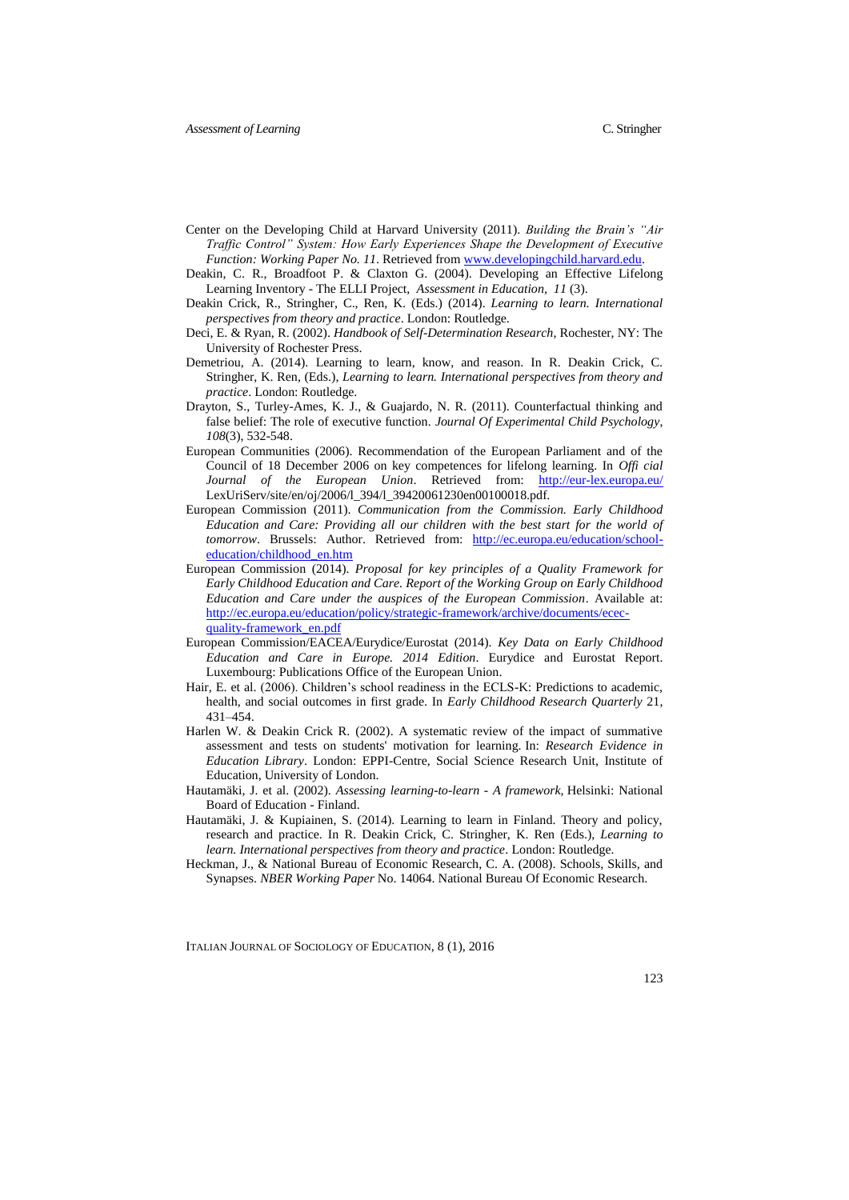Center on the Developing Child at Harvard University (2011). *Building the Brain's "Air Traffic Control" System: How Early Experiences Shape the Development of Executive Function: Working Paper No. 11*. Retrieved from www.developingchild.harvard.edu.

Deakin, C. R., Broadfoot P. & Claxton G. (2004). Developing an Effective Lifelong Learning Inventory - The ELLI Project, *Assessment in Education*, *11* (3).

Deakin Crick, R., Stringher, C., Ren, K. (Eds.) (2014). *Learning to learn. International perspectives from theory and practice*. London: Routledge.

Deci, E. & Ryan, R. (2002). *Handbook of Self-Determination Research*, Rochester, NY: The University of Rochester Press.

Demetriou, A. (2014). Learning to learn, know, and reason. In R. Deakin Crick, C. Stringher, K. Ren, (Eds.), *Learning to learn. International perspectives from theory and practice*. London: Routledge.

Drayton, S., Turley-Ames, K. J., & Guajardo, N. R. (2011). Counterfactual thinking and false belief: The role of executive function. *Journal Of Experimental Child Psychology*, *108*(3), 532-548.

European Communities (2006). Recommendation of the European Parliament and of the Council of 18 December 2006 on key competences for lifelong learning. In *Offi cial Journal of the European Union*. Retrieved from: http://eur-lex.europa.eu/LexUriServ/site/en/oj/2006/l_394/l_39420061230en00100018.pdf.

European Commission (2011). *Communication from the Commission. Early Childhood Education and Care: Providing all our children with the best start for the world of tomorrow*. Brussels: Author. Retrieved from: http://ec.europa.eu/education/school-education/childhood_en.htm

European Commission (2014). *Proposal for key principles of a Quality Framework for Early Childhood Education and Care. Report of the Working Group on Early Childhood Education and Care under the auspices of the European Commission*. Available at: http://ec.europa.eu/education/policy/strategic-framework/archive/documents/ecec-quality-framework_en.pdf

European Commission/EACEA/Eurydice/Eurostat (2014). *Key Data on Early Childhood Education and Care in Europe. 2014 Edition*. Eurydice and Eurostat Report. Luxembourg: Publications Office of the European Union.

Hair, E. et al. (2006). Children's school readiness in the ECLS-K: Predictions to academic, health, and social outcomes in first grade. In *Early Childhood Research Quarterly* 21, 431–454.

Harlen W. & Deakin Crick R. (2002). A systematic review of the impact of summative assessment and tests on students' motivation for learning. In: *Research Evidence in Education Library*. London: EPPI-Centre, Social Science Research Unit, Institute of Education, University of London.

Hautamäki, J. et al. (2002). *Assessing learning-to-learn - A framework*, Helsinki: National Board of Education - Finland.

Hautamäki, J. & Kupiainen, S. (2014). Learning to learn in Finland. Theory and policy, research and practice. In R. Deakin Crick, C. Stringher, K. Ren (Eds.), *Learning to learn. International perspectives from theory and practice*. London: Routledge.

Heckman, J., & National Bureau of Economic Research, C. A. (2008). Schools, Skills, and Synapses. *NBER Working Paper* No. 14064. National Bureau Of Economic Research.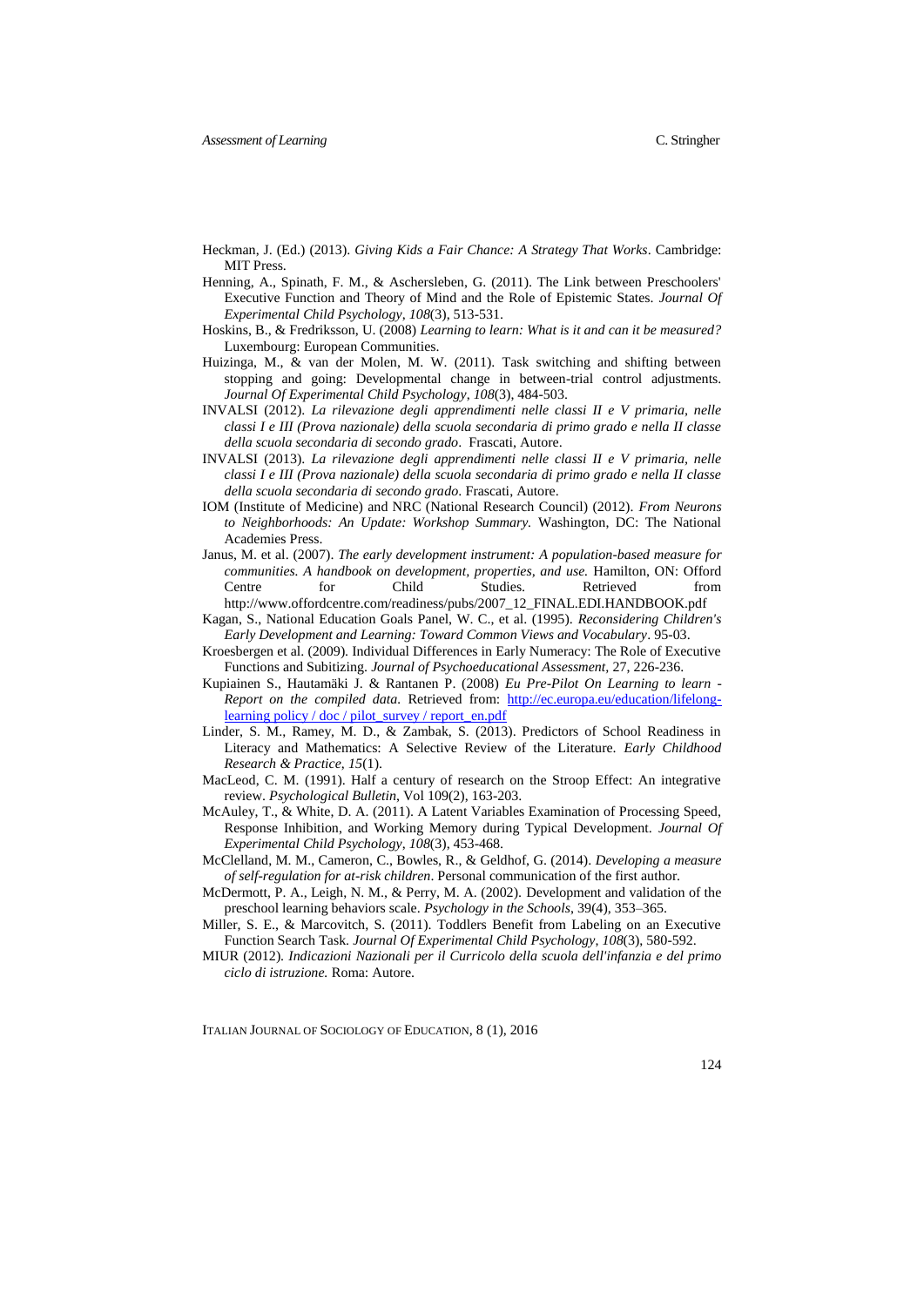Heckman, J. (Ed.) (2013). *Giving Kids a Fair Chance: A Strategy That Works*. Cambridge: MIT Press.

Henning, A., Spinath, F. M., & Aschersleben, G. (2011). The Link between Preschoolers' Executive Function and Theory of Mind and the Role of Epistemic States. *Journal Of Experimental Child Psychology*, *108*(3), 513-531.

Hoskins, B., & Fredriksson, U. (2008) *Learning to learn: What is it and can it be measured?* Luxembourg: European Communities.

Huizinga, M., & van der Molen, M. W. (2011). Task switching and shifting between stopping and going: Developmental change in between-trial control adjustments. *Journal Of Experimental Child Psychology*, *108*(3), 484-503.

INVALSI (2012). *La rilevazione degli apprendimenti nelle classi II e V primaria, nelle classi I e III (Prova nazionale) della scuola secondaria di primo grado e nella II classe della scuola secondaria di secondo grado*. Frascati, Autore.

INVALSI (2013). *La rilevazione degli apprendimenti nelle classi II e V primaria, nelle classi I e III (Prova nazionale) della scuola secondaria di primo grado e nella II classe della scuola secondaria di secondo grado*. Frascati, Autore.

IOM (Institute of Medicine) and NRC (National Research Council) (2012). *From Neurons to Neighborhoods: An Update: Workshop Summary.* Washington, DC: The National Academies Press.

Janus, M. et al. (2007). *The early development instrument: A population-based measure for communities. A handbook on development, properties, and use.* Hamilton, ON: Offord Centre for Child Studies. Retrieved from http://www.offordcentre.com/readiness/pubs/2007_12_FINAL.EDI.HANDBOOK.pdf

Kagan, S., National Education Goals Panel, W. C., et al. (1995). *Reconsidering Children's Early Development and Learning: Toward Common Views and Vocabulary*. 95-03.

Kroesbergen et al. (2009). Individual Differences in Early Numeracy: The Role of Executive Functions and Subitizing. *Journal of Psychoeducational Assessment*, 27, 226-236.

Kupiainen S., Hautamäki J. & Rantanen P. (2008) *Eu Pre-Pilot On Learning to learn - Report on the compiled data.* Retrieved from: http://ec.europa.eu/education/lifelong-learning policy / doc / pilot_survey / report_en.pdf

Linder, S. M., Ramey, M. D., & Zambak, S. (2013). Predictors of School Readiness in Literacy and Mathematics: A Selective Review of the Literature. *Early Childhood Research & Practice*, *15*(1).

MacLeod, C. M. (1991). Half a century of research on the Stroop Effect: An integrative review. *Psychological Bulletin*, Vol 109(2), 163-203.

McAuley, T., & White, D. A. (2011). A Latent Variables Examination of Processing Speed, Response Inhibition, and Working Memory during Typical Development. *Journal Of Experimental Child Psychology*, *108*(3), 453-468.

McClelland, M. M., Cameron, C., Bowles, R., & Geldhof, G. (2014). *Developing a measure of self-regulation for at-risk children*. Personal communication of the first author.

McDermott, P. A., Leigh, N. M., & Perry, M. A. (2002). Development and validation of the preschool learning behaviors scale. *Psychology in the Schools*, 39(4), 353–365.

Miller, S. E., & Marcovitch, S. (2011). Toddlers Benefit from Labeling on an Executive Function Search Task. *Journal Of Experimental Child Psychology*, *108*(3), 580-592.

MIUR (2012). *Indicazioni Nazionali per il Curricolo della scuola dell'infanzia e del primo ciclo di istruzione.* Roma: Autore.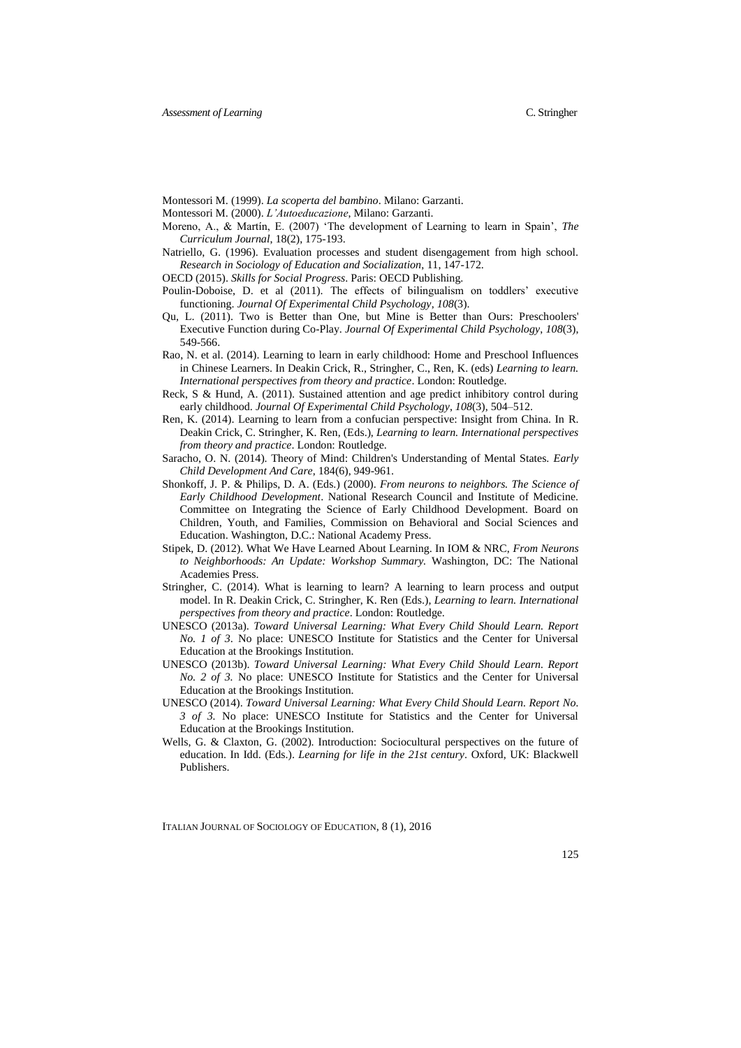Montessori M. (1999). *La scoperta del bambino*. Milano: Garzanti.

Montessori M. (2000). *L'Autoeducazione*, Milano: Garzanti.

Moreno, A., & Martín, E. (2007) 'The development of Learning to learn in Spain', *The Curriculum Journal*, 18(2), 175-193.

Natriello, G. (1996). Evaluation processes and student disengagement from high school. *Research in Sociology of Education and Socialization*, 11, 147-172.

OECD (2015). *Skills for Social Progress*. Paris: OECD Publishing.

Poulin-Doboise, D. et al (2011). The effects of bilingualism on toddlers' executive functioning. *Journal Of Experimental Child Psychology*, *108*(3).

Qu, L. (2011). Two is Better than One, but Mine is Better than Ours: Preschoolers' Executive Function during Co-Play. *Journal Of Experimental Child Psychology*, *108*(3), 549-566.

Rao, N. et al. (2014). Learning to learn in early childhood: Home and Preschool Influences in Chinese Learners. In Deakin Crick, R., Stringher, C., Ren, K. (eds) *Learning to learn. International perspectives from theory and practice*. London: Routledge.

Reck, S & Hund, A. (2011). Sustained attention and age predict inhibitory control during early childhood. *Journal Of Experimental Child Psychology*, *108*(3), 504–512.

Ren, K. (2014). Learning to learn from a confucian perspective: Insight from China. In R. Deakin Crick, C. Stringher, K. Ren, (Eds.), *Learning to learn. International perspectives from theory and practice*. London: Routledge.

Saracho, O. N. (2014). Theory of Mind: Children's Understanding of Mental States. *Early Child Development And Care*, 184(6), 949-961.

Shonkoff, J. P. & Philips, D. A. (Eds.) (2000). *From neurons to neighbors. The Science of Early Childhood Development*. National Research Council and Institute of Medicine. Committee on Integrating the Science of Early Childhood Development. Board on Children, Youth, and Families, Commission on Behavioral and Social Sciences and Education. Washington, D.C.: National Academy Press.

Stipek, D. (2012). What We Have Learned About Learning. In IOM & NRC, *From Neurons to Neighborhoods: An Update: Workshop Summary.* Washington, DC: The National Academies Press.

Stringher, C. (2014). What is learning to learn? A learning to learn process and output model. In R. Deakin Crick, C. Stringher, K. Ren (Eds.), *Learning to learn. International perspectives from theory and practice*. London: Routledge.

UNESCO (2013a). *Toward Universal Learning: What Every Child Should Learn. Report No. 1 of 3*. No place: UNESCO Institute for Statistics and the Center for Universal Education at the Brookings Institution.

UNESCO (2013b). *Toward Universal Learning: What Every Child Should Learn. Report No. 2 of 3.* No place: UNESCO Institute for Statistics and the Center for Universal Education at the Brookings Institution.

UNESCO (2014). *Toward Universal Learning: What Every Child Should Learn. Report No. 3 of 3.* No place: UNESCO Institute for Statistics and the Center for Universal Education at the Brookings Institution.

Wells, G. & Claxton, G. (2002). Introduction: Sociocultural perspectives on the future of education. In Idd. (Eds.). *Learning for life in the 21st century*. Oxford, UK: Blackwell Publishers.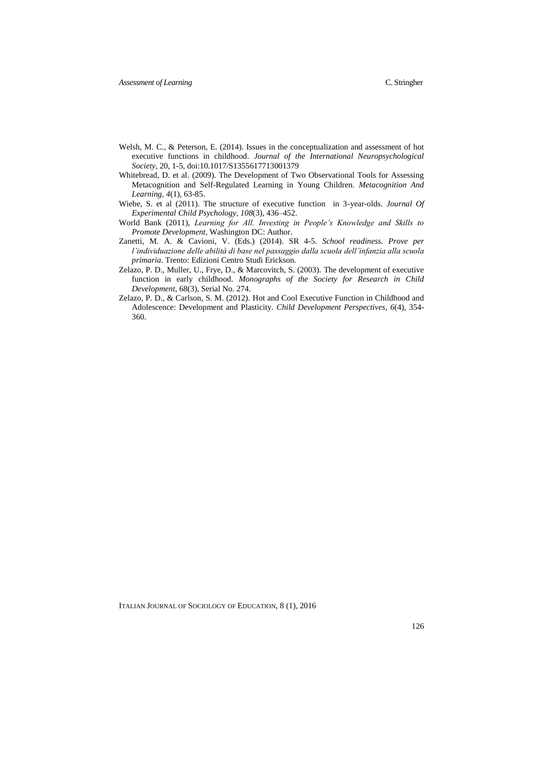Welsh, M. C., & Peterson, E. (2014). Issues in the conceptualization and assessment of hot executive functions in childhood. *Journal of the International Neuropsychological Society*, 20, 1-5, doi:10.1017/S1355617713001379

Whitebread, D. et al. (2009). The Development of Two Observational Tools for Assessing Metacognition and Self-Regulated Learning in Young Children. *Metacognition And Learning*, *4*(1), 63-85.

Wiebe, S. et al (2011). The structure of executive function in 3-year-olds. *Journal Of Experimental Child Psychology*, *108*(3), 436–452.

World Bank (2011), *Learning for All. Investing in People's Knowledge and Skills to Promote Development*, Washington DC: Author.

Zanetti, M. A. & Cavioni, V. (Eds.) (2014). SR 4-5. *School readiness. Prove per l'individuazione delle abilità di base nel passaggio dalla scuola dell'infanzia alla scuola primaria*. Trento: Edizioni Centro Studi Erickson.

Zelazo, P. D., Muller, U., Frye, D., & Marcovitch, S. (2003). The development of executive function in early childhood. *Monographs of the Society for Research in Child Development*, 68(3), Serial No. 274.

Zelazo, P. D., & Carlson, S. M. (2012). Hot and Cool Executive Function in Childhood and Adolescence: Development and Plasticity. *Child Development Perspectives*, *6*(4), 354-360.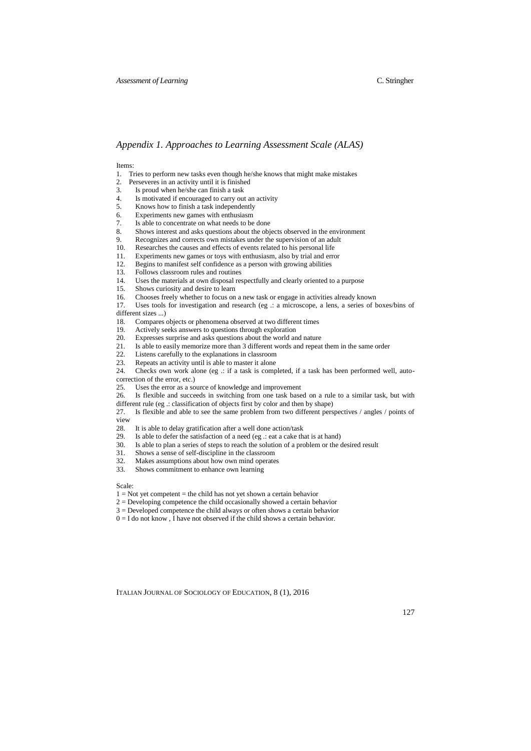## *Appendix 1. Approaches to Learning Assessment Scale (ALAS)*

Items:

1. Tries to perform new tasks even though he/she knows that might make mistakes
2. Perseveres in an activity until it is finished
3. Is proud when he/she can finish a task
4. Is motivated if encouraged to carry out an activity
5. Knows how to finish a task independently
6. Experiments new games with enthusiasm
7. Is able to concentrate on what needs to be done
8. Shows interest and asks questions about the objects observed in the environment
9. Recognizes and corrects own mistakes under the supervision of an adult
10. Researches the causes and effects of events related to his personal life
11. Experiments new games or toys with enthusiasm, also by trial and error
12. Begins to manifest self confidence as a person with growing abilities
13. Follows classroom rules and routines
14. Uses the materials at own disposal respectfully and clearly oriented to a purpose
15. Shows curiosity and desire to learn
16. Chooses freely whether to focus on a new task or engage in activities already known
17. Uses tools for investigation and research (eg .: a microscope, a lens, a series of boxes/bins of different sizes ...)
18. Compares objects or phenomena observed at two different times
19. Actively seeks answers to questions through exploration
20. Expresses surprise and asks questions about the world and nature
21. Is able to easily memorize more than 3 different words and repeat them in the same order
22. Listens carefully to the explanations in classroom
23. Repeats an activity until is able to master it alone
24. Checks own work alone (eg .: if a task is completed, if a task has been performed well, auto-correction of the error, etc.)
25. Uses the error as a source of knowledge and improvement
26. Is flexible and succeeds in switching from one task based on a rule to a similar task, but with different rule (eg .: classification of objects first by color and then by shape)
27. Is flexible and able to see the same problem from two different perspectives / angles / points of view
28. It is able to delay gratification after a well done action/task
29. Is able to defer the satisfaction of a need (eg .: eat a cake that is at hand)
30. Is able to plan a series of steps to reach the solution of a problem or the desired result
31. Shows a sense of self-discipline in the classroom
32. Makes assumptions about how own mind operates
33. Shows commitment to enhance own learning

Scale:

1 = Not yet competent = the child has not yet shown a certain behavior
2 = Developing competence the child occasionally showed a certain behavior
3 = Developed competence the child always or often shows a certain behavior
0 = I do not know , I have not observed if the child shows a certain behavior.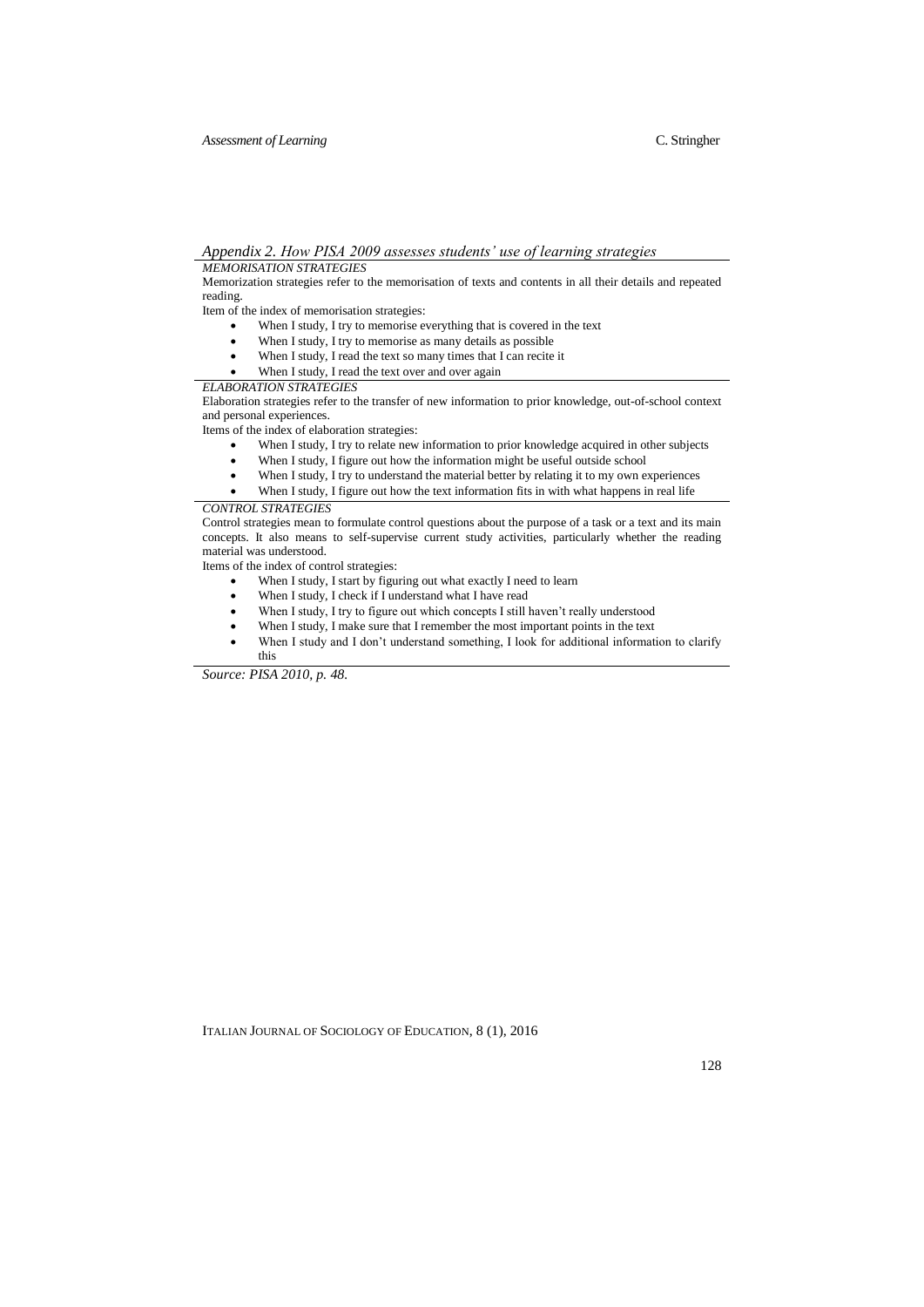## *Appendix 2. How PISA 2009 assesses students' use of learning strategies*

*MEMORISATION STRATEGIES*

Memorization strategies refer to the memorisation of texts and contents in all their details and repeated reading.

Item of the index of memorisation strategies:

- When I study, I try to memorise everything that is covered in the text
- When I study, I try to memorise as many details as possible
- When I study, I read the text so many times that I can recite it
- When I study, I read the text over and over again

*ELABORATION STRATEGIES*

Elaboration strategies refer to the transfer of new information to prior knowledge, out-of-school context and personal experiences.

Items of the index of elaboration strategies:

- When I study, I try to relate new information to prior knowledge acquired in other subjects
- When I study, I figure out how the information might be useful outside school
- When I study, I try to understand the material better by relating it to my own experiences
- When I study, I figure out how the text information fits in with what happens in real life

*CONTROL STRATEGIES*

Control strategies mean to formulate control questions about the purpose of a task or a text and its main concepts. It also means to self-supervise current study activities, particularly whether the reading material was understood.

Items of the index of control strategies:

- When I study, I start by figuring out what exactly I need to learn
- When I study, I check if I understand what I have read
- When I study, I try to figure out which concepts I still haven't really understood
- When I study, I make sure that I remember the most important points in the text
- When I study and I don't understand something, I look for additional information to clarify this

*Source: PISA 2010, p. 48.*